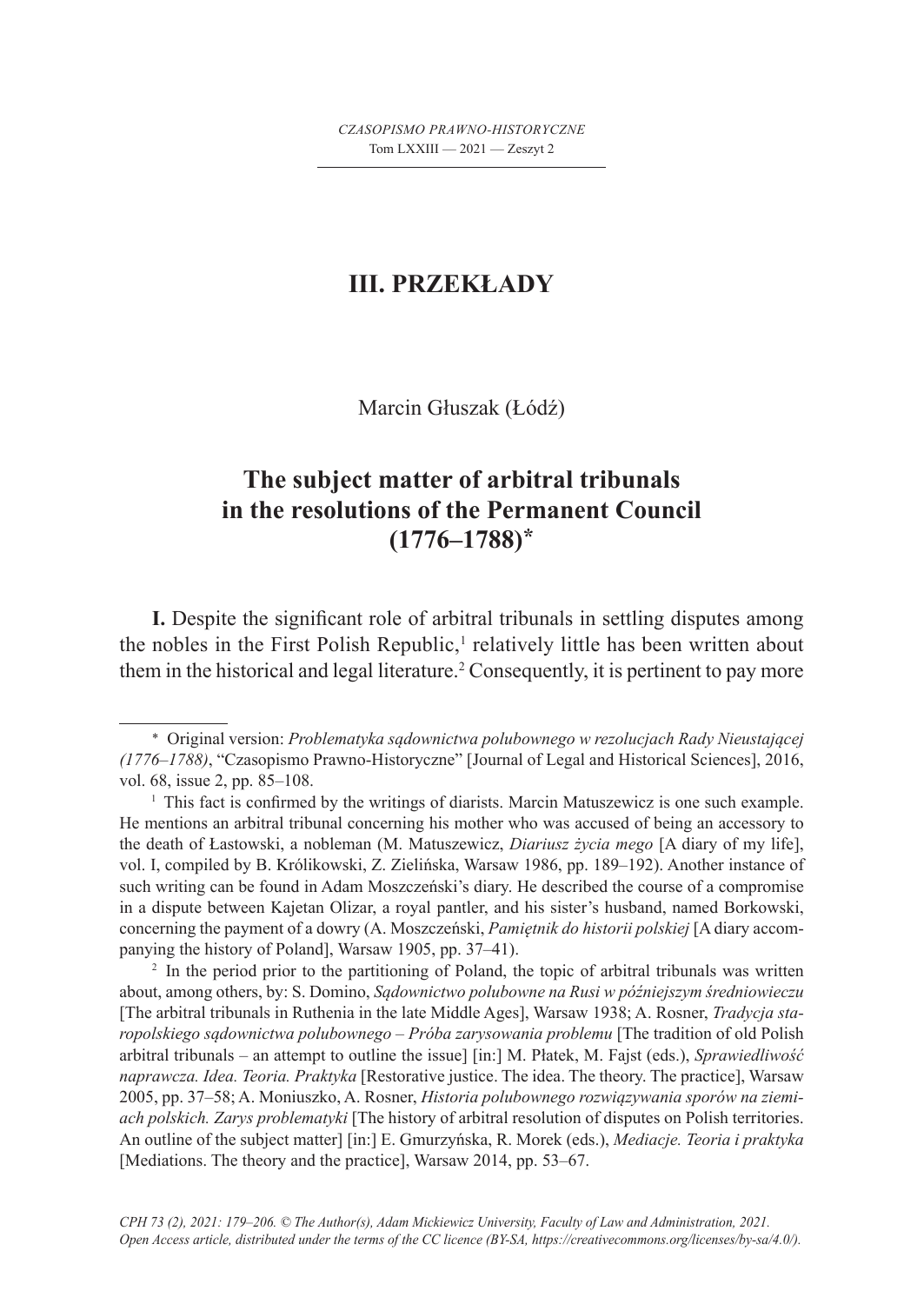# III. PRZEKŁADY

Marcin Głuszak (Łódź)

## The subject matter of arbitral tribunals in the resolutions of the Permanent Council (1776–1788)*

**I.** Despite the significant role of arbitral tribunals in settling disputes among the nobles in the First Polish Republic,[1] relatively little has been written about them in the historical and legal literature.[2] Consequently, it is pertinent to pay more

---

\* Original version: *Problematyka sądownictwa polubownego w rezolucjach Rady Nieustającej (1776–1788)*, "Czasopismo Prawno-Historyczne" [Journal of Legal and Historical Sciences], 2016, vol. 68, issue 2, pp. 85–108.

[1] This fact is confirmed by the writings of diarists. Marcin Matuszewicz is one such example. He mentions an arbitral tribunal concerning his mother who was accused of being an accessory to the death of Łastowski, a nobleman (M. Matuszewicz, *Diariusz życia mego* [A diary of my life], vol. I, compiled by B. Królikowski, Z. Zielińska, Warsaw 1986, pp. 189–192). Another instance of such writing can be found in Adam Moszczeński's diary. He described the course of a compromise in a dispute between Kajetan Olizar, a royal pantler, and his sister's husband, named Borkowski, concerning the payment of a dowry (A. Moszczeński, *Pamiętnik do historii polskiej* [A diary accompanying the history of Poland], Warsaw 1905, pp. 37–41).

[2] In the period prior to the partitioning of Poland, the topic of arbitral tribunals was written about, among others, by: S. Domino, *Sądownictwo polubowne na Rusi w późniejszym średniowieczu* [The arbitral tribunals in Ruthenia in the late Middle Ages], Warsaw 1938; A. Rosner, *Tradycja staropolskiego sądownictwa polubownego – Próba zarysowania problemu* [The tradition of old Polish arbitral tribunals – an attempt to outline the issue] [in:] M. Płatek, M. Fajst (eds.), *Sprawiedliwość naprawcza. Idea. Teoria. Praktyka* [Restorative justice. The idea. The theory. The practice], Warsaw 2005, pp. 37–58; A. Moniuszko, A. Rosner, *Historia polubownego rozwiązywania sporów na ziemiach polskich. Zarys problematyki* [The history of arbitral resolution of disputes on Polish territories. An outline of the subject matter] [in:] E. Gmurzyńska, R. Morek (eds.), *Mediacje. Teoria i praktyka* [Mediations. The theory and the practice], Warsaw 2014, pp. 53–67.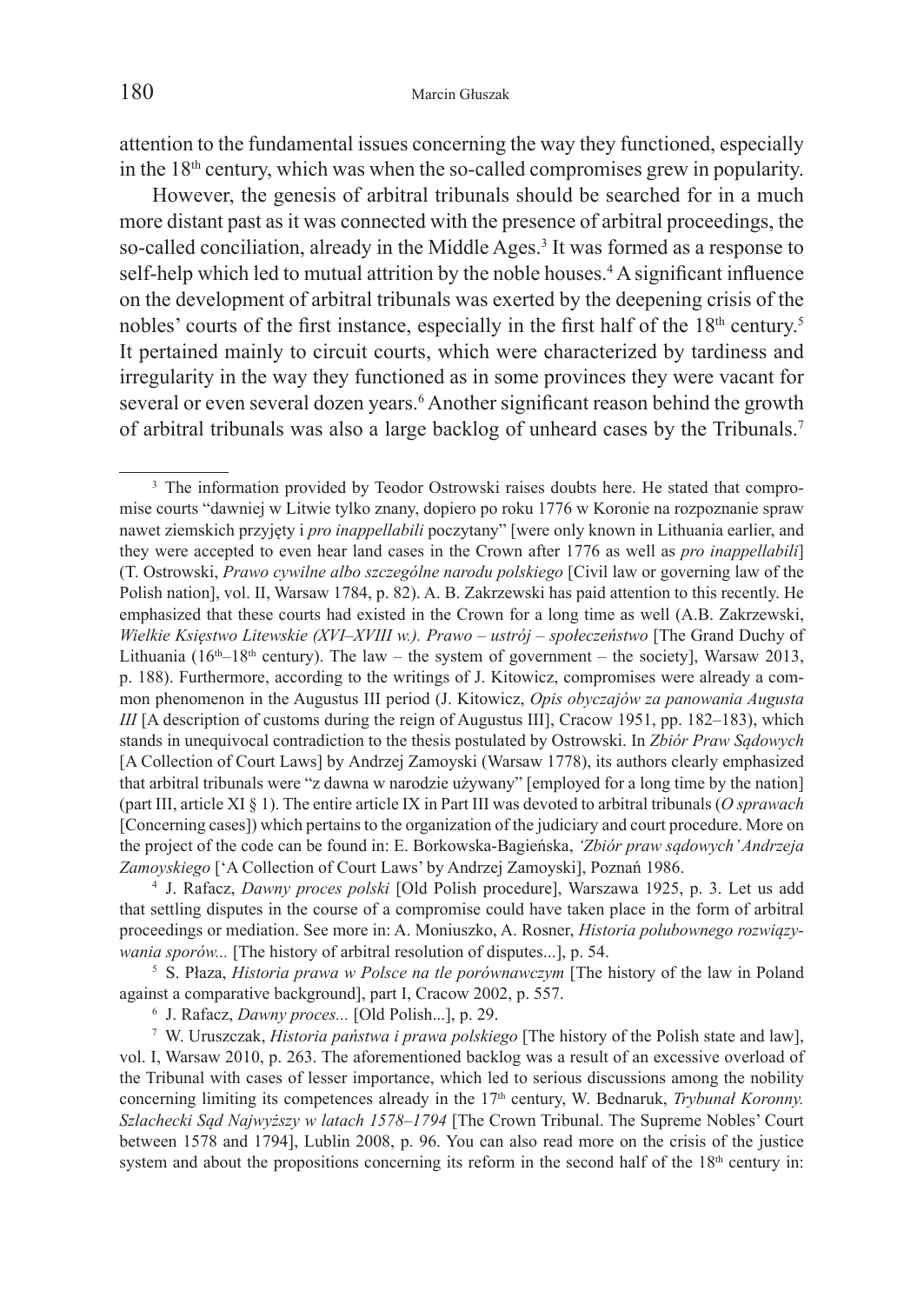attention to the fundamental issues concerning the way they functioned, especially in the 18th century, which was when the so-called compromises grew in popularity.

However, the genesis of arbitral tribunals should be searched for in a much more distant past as it was connected with the presence of arbitral proceedings, the so-called conciliation, already in the Middle Ages.[3] It was formed as a response to self-help which led to mutual attrition by the noble houses.[4] A significant influence on the development of arbitral tribunals was exerted by the deepening crisis of the nobles' courts of the first instance, especially in the first half of the 18th century.[5] It pertained mainly to circuit courts, which were characterized by tardiness and irregularity in the way they functioned as in some provinces they were vacant for several or even several dozen years.[6] Another significant reason behind the growth of arbitral tribunals was also a large backlog of unheard cases by the Tribunals.[7]

---

[3] The information provided by Teodor Ostrowski raises doubts here. He stated that compromise courts "dawniej w Litwie tylko znany, dopiero po roku 1776 w Koronie na rozpoznanie spraw nawet ziemskich przyjęty i *pro inappellabili* poczytany" [were only known in Lithuania earlier, and they were accepted to even hear land cases in the Crown after 1776 as well as *pro inappellabili*] (T. Ostrowski, *Prawo cywilne albo szczególne narodu polskiego* [Civil law or governing law of the Polish nation], vol. II, Warsaw 1784, p. 82). A. B. Zakrzewski has paid attention to this recently. He emphasized that these courts had existed in the Crown for a long time as well (A.B. Zakrzewski, *Wielkie Księstwo Litewskie (XVI–XVIII w.). Prawo – ustrój – społeczeństwo* [The Grand Duchy of Lithuania (16th–18th century). The law – the system of government – the society], Warsaw 2013, p. 188). Furthermore, according to the writings of J. Kitowicz, compromises were already a common phenomenon in the Augustus III period (J. Kitowicz, *Opis obyczajów za panowania Augusta III* [A description of customs during the reign of Augustus III], Cracow 1951, pp. 182–183), which stands in unequivocal contradiction to the thesis postulated by Ostrowski. In *Zbiór Praw Sądowych* [A Collection of Court Laws] by Andrzej Zamoyski (Warsaw 1778), its authors clearly emphasized that arbitral tribunals were "z dawna w narodzie używany" [employed for a long time by the nation] (part III, article XI § 1). The entire article IX in Part III was devoted to arbitral tribunals (*O sprawach* [Concerning cases]) which pertains to the organization of the judiciary and court procedure. More on the project of the code can be found in: E. Borkowska-Bagieńska, *'Zbiór praw sądowych' Andrzeja Zamoyskiego* ['A Collection of Court Laws' by Andrzej Zamoyski], Poznań 1986.

[4] J. Rafacz, *Dawny proces polski* [Old Polish procedure], Warszawa 1925, p. 3. Let us add that settling disputes in the course of a compromise could have taken place in the form of arbitral proceedings or mediation. See more in: A. Moniuszko, A. Rosner, *Historia polubownego rozwiązywania sporów...* [The history of arbitral resolution of disputes...], p. 54.

[5] S. Płaza, *Historia prawa w Polsce na tle porównawczym* [The history of the law in Poland against a comparative background], part I, Cracow 2002, p. 557.

[6] J. Rafacz, *Dawny proces...* [Old Polish...], p. 29.

[7] W. Uruszczak, *Historia państwa i prawa polskiego* [The history of the Polish state and law], vol. I, Warsaw 2010, p. 263. The aforementioned backlog was a result of an excessive overload of the Tribunal with cases of lesser importance, which led to serious discussions among the nobility concerning limiting its competences already in the 17th century, W. Bednaruk, *Trybunał Koronny. Szlachecki Sąd Najwyższy w latach 1578–1794* [The Crown Tribunal. The Supreme Nobles' Court between 1578 and 1794], Lublin 2008, p. 96. You can also read more on the crisis of the justice system and about the propositions concerning its reform in the second half of the 18th century in: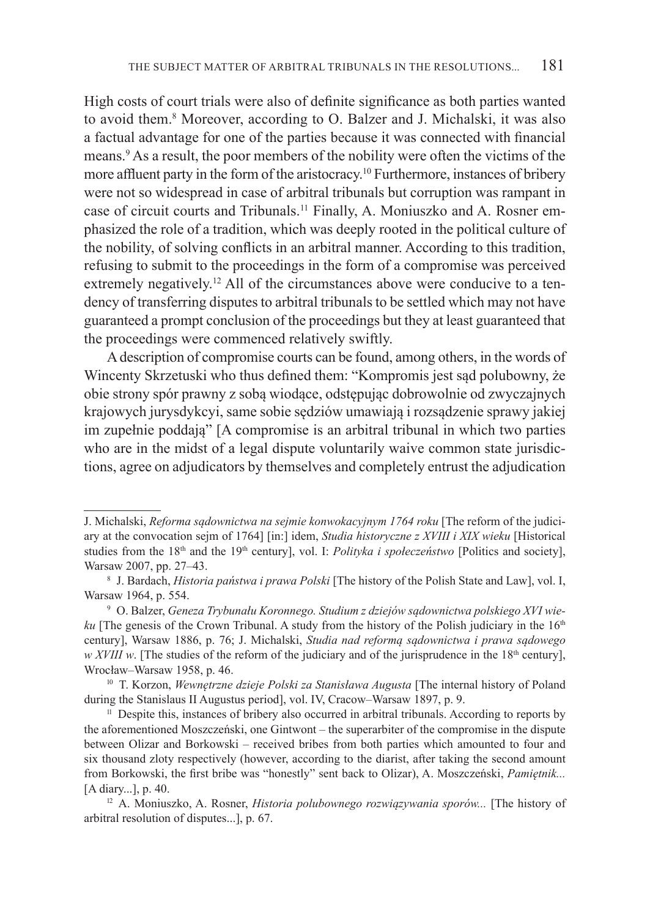High costs of court trials were also of definite significance as both parties wanted to avoid them.[8] Moreover, according to O. Balzer and J. Michalski, it was also a factual advantage for one of the parties because it was connected with financial means.[9] As a result, the poor members of the nobility were often the victims of the more affluent party in the form of the aristocracy.[10] Furthermore, instances of bribery were not so widespread in case of arbitral tribunals but corruption was rampant in case of circuit courts and Tribunals.[11] Finally, A. Moniuszko and A. Rosner emphasized the role of a tradition, which was deeply rooted in the political culture of the nobility, of solving conflicts in an arbitral manner. According to this tradition, refusing to submit to the proceedings in the form of a compromise was perceived extremely negatively.[12] All of the circumstances above were conducive to a tendency of transferring disputes to arbitral tribunals to be settled which may not have guaranteed a prompt conclusion of the proceedings but they at least guaranteed that the proceedings were commenced relatively swiftly.

A description of compromise courts can be found, among others, in the words of Wincenty Skrzetuski who thus defined them: "Kompromis jest sąd polubowny, że obie strony spór prawny z sobą wiodące, odstępując dobrowolnie od zwyczajnych krajowych jurysdykcyi, same sobie sędziów umawiają i rozsądzenie sprawy jakiej im zupełnie poddają" [A compromise is an arbitral tribunal in which two parties who are in the midst of a legal dispute voluntarily waive common state jurisdictions, agree on adjudicators by themselves and completely entrust the adjudication

---

J. Michalski, *Reforma sądownictwa na sejmie konwokacyjnym 1764 roku* [The reform of the judiciary at the convocation sejm of 1764] [in:] idem, *Studia historyczne z XVIII i XIX wieku* [Historical studies from the 18th and the 19th century], vol. I: *Polityka i społeczeństwo* [Politics and society], Warsaw 2007, pp. 27–43.

[8] J. Bardach, *Historia państwa i prawa Polski* [The history of the Polish State and Law], vol. I, Warsaw 1964, p. 554.

[9] O. Balzer, *Geneza Trybunału Koronnego. Studium z dziejów sądownictwa polskiego XVI wieku* [The genesis of the Crown Tribunal. A study from the history of the Polish judiciary in the 16th century], Warsaw 1886, p. 76; J. Michalski, *Studia nad reformą sądownictwa i prawa sądowego w XVIII w*. [The studies of the reform of the judiciary and of the jurisprudence in the 18th century], Wrocław–Warsaw 1958, p. 46.

[10] T. Korzon, *Wewnętrzne dzieje Polski za Stanisława Augusta* [The internal history of Poland during the Stanislaus II Augustus period], vol. IV, Cracow–Warsaw 1897, p. 9.

[11] Despite this, instances of bribery also occurred in arbitral tribunals. According to reports by the aforementioned Moszczeński, one Gintwont – the superarbiter of the compromise in the dispute between Olizar and Borkowski – received bribes from both parties which amounted to four and six thousand zloty respectively (however, according to the diarist, after taking the second amount from Borkowski, the first bribe was "honestly" sent back to Olizar), A. Moszczeński, *Pamiętnik...* [A diary...], p. 40.

[12] A. Moniuszko, A. Rosner, *Historia polubownego rozwiązywania sporów...* [The history of arbitral resolution of disputes...], p. 67.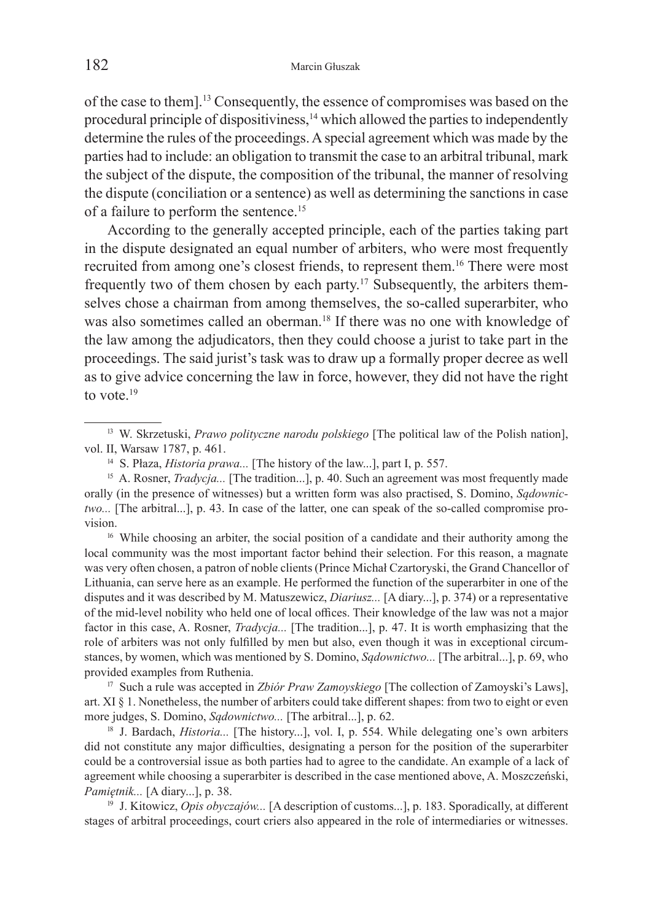of the case to them].[13] Consequently, the essence of compromises was based on the procedural principle of dispositiviness,[14] which allowed the parties to independently determine the rules of the proceedings. A special agreement which was made by the parties had to include: an obligation to transmit the case to an arbitral tribunal, mark the subject of the dispute, the composition of the tribunal, the manner of resolving the dispute (conciliation or a sentence) as well as determining the sanctions in case of a failure to perform the sentence.[15]

According to the generally accepted principle, each of the parties taking part in the dispute designated an equal number of arbiters, who were most frequently recruited from among one's closest friends, to represent them.[16] There were most frequently two of them chosen by each party.[17] Subsequently, the arbiters themselves chose a chairman from among themselves, the so-called superarbiter, who was also sometimes called an oberman.[18] If there was no one with knowledge of the law among the adjudicators, then they could choose a jurist to take part in the proceedings. The said jurist's task was to draw up a formally proper decree as well as to give advice concerning the law in force, however, they did not have the right to vote.[19]

---

[13] W. Skrzetuski, *Prawo polityczne narodu polskiego* [The political law of the Polish nation], vol. II, Warsaw 1787, p. 461.

[14] S. Płaza, *Historia prawa...* [The history of the law...], part I, p. 557.

[15] A. Rosner, *Tradycja...* [The tradition...], p. 40. Such an agreement was most frequently made orally (in the presence of witnesses) but a written form was also practised, S. Domino, *Sądownictwo...* [The arbitral...], p. 43. In case of the latter, one can speak of the so-called compromise provision.

[16] While choosing an arbiter, the social position of a candidate and their authority among the local community was the most important factor behind their selection. For this reason, a magnate was very often chosen, a patron of noble clients (Prince Michał Czartoryski, the Grand Chancellor of Lithuania, can serve here as an example. He performed the function of the superarbiter in one of the disputes and it was described by M. Matuszewicz, *Diariusz...* [A diary...], p. 374) or a representative of the mid-level nobility who held one of local offices. Their knowledge of the law was not a major factor in this case, A. Rosner, *Tradycja...* [The tradition...], p. 47. It is worth emphasizing that the role of arbiters was not only fulfilled by men but also, even though it was in exceptional circumstances, by women, which was mentioned by S. Domino, *Sądownictwo...* [The arbitral...], p. 69, who provided examples from Ruthenia.

[17] Such a rule was accepted in *Zbiór Praw Zamoyskiego* [The collection of Zamoyski's Laws], art. XI § 1. Nonetheless, the number of arbiters could take different shapes: from two to eight or even more judges, S. Domino, *Sądownictwo...* [The arbitral...], p. 62.

[18] J. Bardach, *Historia...* [The history...], vol. I, p. 554. While delegating one's own arbiters did not constitute any major difficulties, designating a person for the position of the superarbiter could be a controversial issue as both parties had to agree to the candidate. An example of a lack of agreement while choosing a superarbiter is described in the case mentioned above, A. Moszczeński, *Pamiętnik...* [A diary...], p. 38.

[19] J. Kitowicz, *Opis obyczajów...* [A description of customs...], p. 183. Sporadically, at different stages of arbitral proceedings, court criers also appeared in the role of intermediaries or witnesses.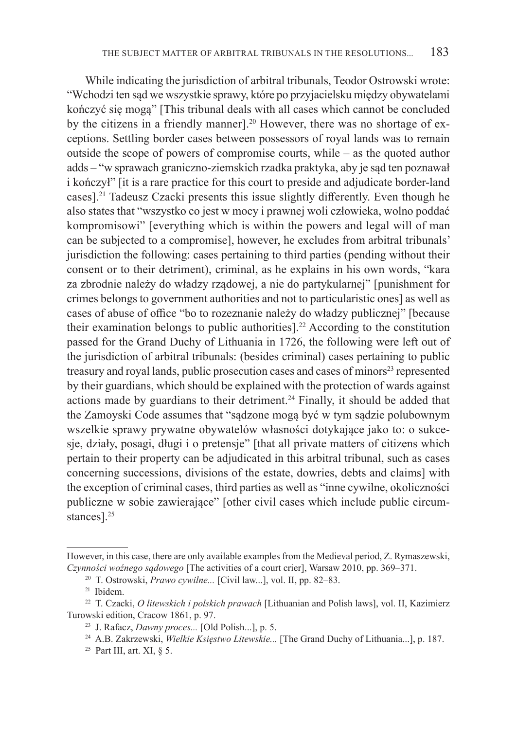While indicating the jurisdiction of arbitral tribunals, Teodor Ostrowski wrote: "Wchodzi ten sąd we wszystkie sprawy, które po przyjacielsku między obywatelami kończyć się mogą" [This tribunal deals with all cases which cannot be concluded by the citizens in a friendly manner].[20] However, there was no shortage of exceptions. Settling border cases between possessors of royal lands was to remain outside the scope of powers of compromise courts, while – as the quoted author adds – "w sprawach graniczno-ziemskich rzadka praktyka, aby je sąd ten poznawał i kończył" [it is a rare practice for this court to preside and adjudicate border-land cases].[21] Tadeusz Czacki presents this issue slightly differently. Even though he also states that "wszystko co jest w mocy i prawnej woli człowieka, wolno poddać kompromisowi" [everything which is within the powers and legal will of man can be subjected to a compromise], however, he excludes from arbitral tribunals' jurisdiction the following: cases pertaining to third parties (pending without their consent or to their detriment), criminal, as he explains in his own words, "kara za zbrodnie należy do władzy rządowej, a nie do partykularnej" [punishment for crimes belongs to government authorities and not to particularistic ones] as well as cases of abuse of office "bo to rozeznanie należy do władzy publicznej" [because their examination belongs to public authorities].[22] According to the constitution passed for the Grand Duchy of Lithuania in 1726, the following were left out of the jurisdiction of arbitral tribunals: (besides criminal) cases pertaining to public treasury and royal lands, public prosecution cases and cases of minors[23] represented by their guardians, which should be explained with the protection of wards against actions made by guardians to their detriment.[24] Finally, it should be added that the Zamoyski Code assumes that "sądzone mogą być w tym sądzie polubownym wszelkie sprawy prywatne obywatelów własności dotykające jako to: o sukcesje, działy, posagi, długi i o pretensje" [that all private matters of citizens which pertain to their property can be adjudicated in this arbitral tribunal, such as cases concerning successions, divisions of the estate, dowries, debts and claims] with the exception of criminal cases, third parties as well as "inne cywilne, okoliczności publiczne w sobie zawierające" [other civil cases which include public circumstances].[25]

---

However, in this case, there are only available examples from the Medieval period, Z. Rymaszewski, *Czynności woźnego sądowego* [The activities of a court crier], Warsaw 2010, pp. 369–371.

[20] T. Ostrowski, *Prawo cywilne...* [Civil law...], vol. II, pp. 82–83.

[21] Ibidem.

[22] T. Czacki, *O litewskich i polskich prawach* [Lithuanian and Polish laws], vol. II, Kazimierz Turowski edition, Cracow 1861, p. 97.

[23] J. Rafacz, *Dawny proces...* [Old Polish...], p. 5.

[24] A.B. Zakrzewski, *Wielkie Księstwo Litewskie...* [The Grand Duchy of Lithuania...], p. 187.

[25] Part III, art. XI, § 5.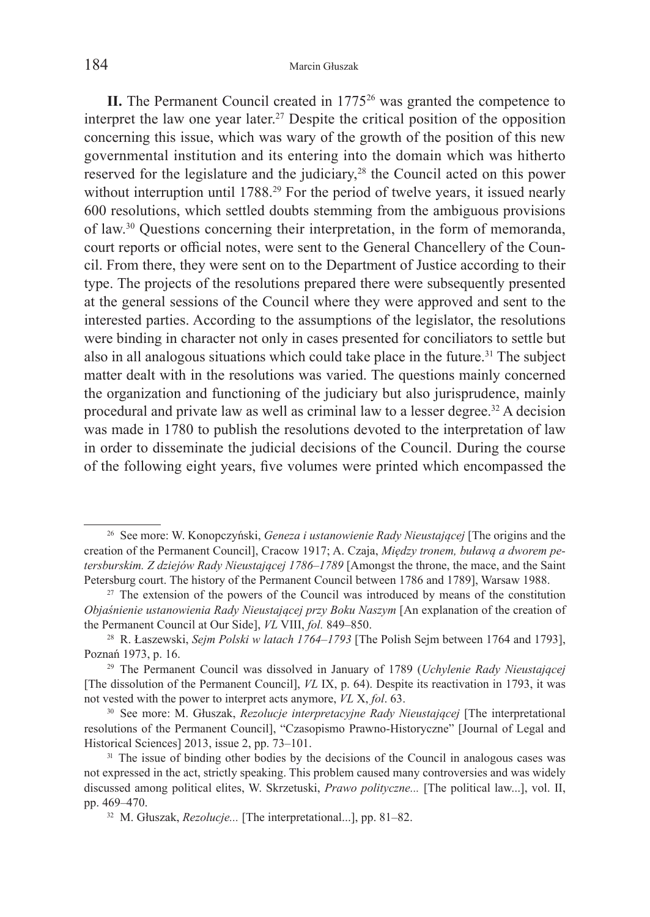**II.** The Permanent Council created in 1775[26] was granted the competence to interpret the law one year later.[27] Despite the critical position of the opposition concerning this issue, which was wary of the growth of the position of this new governmental institution and its entering into the domain which was hitherto reserved for the legislature and the judiciary,[28] the Council acted on this power without interruption until 1788.[29] For the period of twelve years, it issued nearly 600 resolutions, which settled doubts stemming from the ambiguous provisions of law.[30] Questions concerning their interpretation, in the form of memoranda, court reports or official notes, were sent to the General Chancellery of the Council. From there, they were sent on to the Department of Justice according to their type. The projects of the resolutions prepared there were subsequently presented at the general sessions of the Council where they were approved and sent to the interested parties. According to the assumptions of the legislator, the resolutions were binding in character not only in cases presented for conciliators to settle but also in all analogous situations which could take place in the future.[31] The subject matter dealt with in the resolutions was varied. The questions mainly concerned the organization and functioning of the judiciary but also jurisprudence, mainly procedural and private law as well as criminal law to a lesser degree.[32] A decision was made in 1780 to publish the resolutions devoted to the interpretation of law in order to disseminate the judicial decisions of the Council. During the course of the following eight years, five volumes were printed which encompassed the

---

[26] See more: W. Konopczyński, *Geneza i ustanowienie Rady Nieustającej* [The origins and the creation of the Permanent Council], Cracow 1917; A. Czaja, *Między tronem, buławą a dworem petersburskim. Z dziejów Rady Nieustającej 1786–1789* [Amongst the throne, the mace, and the Saint Petersburg court. The history of the Permanent Council between 1786 and 1789], Warsaw 1988.

[27] The extension of the powers of the Council was introduced by means of the constitution *Objaśnienie ustanowienia Rady Nieustającej przy Boku Naszym* [An explanation of the creation of the Permanent Council at Our Side], *VL* VIII, *fol.* 849–850.

[28] R. Łaszewski, *Sejm Polski w latach 1764–1793* [The Polish Sejm between 1764 and 1793], Poznań 1973, p. 16.

[29] The Permanent Council was dissolved in January of 1789 (*Uchylenie Rady Nieustającej* [The dissolution of the Permanent Council], *VL* IX, p. 64). Despite its reactivation in 1793, it was not vested with the power to interpret acts anymore, *VL* X, *fol*. 63.

[30] See more: M. Głuszak, *Rezolucje interpretacyjne Rady Nieustającej* [The interpretational resolutions of the Permanent Council], "Czasopismo Prawno-Historyczne" [Journal of Legal and Historical Sciences] 2013, issue 2, pp. 73–101.

[31] The issue of binding other bodies by the decisions of the Council in analogous cases was not expressed in the act, strictly speaking. This problem caused many controversies and was widely discussed among political elites, W. Skrzetuski, *Prawo polityczne...* [The political law...], vol. II, pp. 469–470.

[32] M. Głuszak, *Rezolucje...* [The interpretational...], pp. 81–82.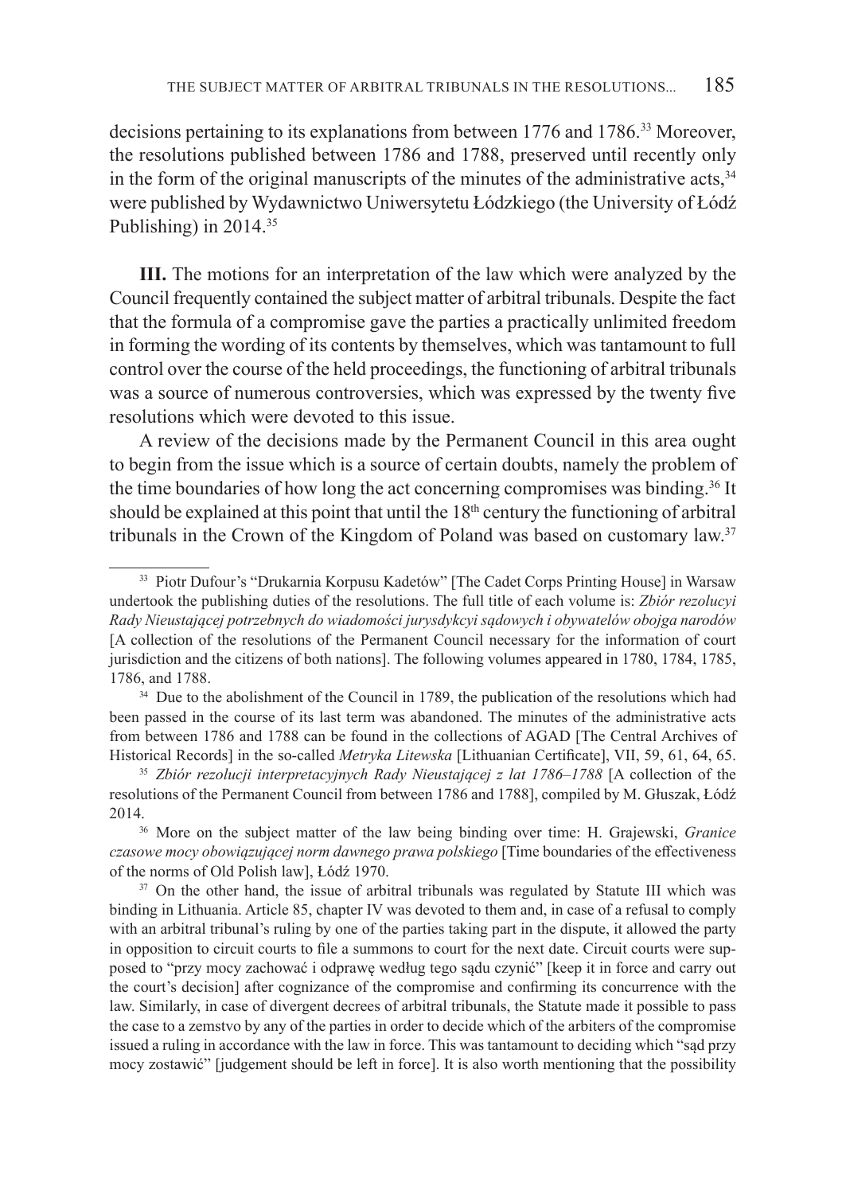decisions pertaining to its explanations from between 1776 and 1786.[33] Moreover, the resolutions published between 1786 and 1788, preserved until recently only in the form of the original manuscripts of the minutes of the administrative acts,[34] were published by Wydawnictwo Uniwersytetu Łódzkiego (the University of Łódź Publishing) in 2014.[35]

**III.** The motions for an interpretation of the law which were analyzed by the Council frequently contained the subject matter of arbitral tribunals. Despite the fact that the formula of a compromise gave the parties a practically unlimited freedom in forming the wording of its contents by themselves, which was tantamount to full control over the course of the held proceedings, the functioning of arbitral tribunals was a source of numerous controversies, which was expressed by the twenty five resolutions which were devoted to this issue.

A review of the decisions made by the Permanent Council in this area ought to begin from the issue which is a source of certain doubts, namely the problem of the time boundaries of how long the act concerning compromises was binding.[36] It should be explained at this point that until the 18th century the functioning of arbitral tribunals in the Crown of the Kingdom of Poland was based on customary law.[37]

---

[33] Piotr Dufour's "Drukarnia Korpusu Kadetów" [The Cadet Corps Printing House] in Warsaw undertook the publishing duties of the resolutions. The full title of each volume is: *Zbiór rezolucyi Rady Nieustającej potrzebnych do wiadomości jurysdykcyi sądowych i obywatelów obojga narodów* [A collection of the resolutions of the Permanent Council necessary for the information of court jurisdiction and the citizens of both nations]. The following volumes appeared in 1780, 1784, 1785, 1786, and 1788.

[34] Due to the abolishment of the Council in 1789, the publication of the resolutions which had been passed in the course of its last term was abandoned. The minutes of the administrative acts from between 1786 and 1788 can be found in the collections of AGAD [The Central Archives of Historical Records] in the so-called *Metryka Litewska* [Lithuanian Certificate], VII, 59, 61, 64, 65.

[35] *Zbiór rezolucji interpretacyjnych Rady Nieustającej z lat 1786–1788* [A collection of the resolutions of the Permanent Council from between 1786 and 1788], compiled by M. Głuszak, Łódź 2014.

[36] More on the subject matter of the law being binding over time: H. Grajewski, *Granice czasowe mocy obowiązującej norm dawnego prawa polskiego* [Time boundaries of the effectiveness of the norms of Old Polish law], Łódź 1970.

[37] On the other hand, the issue of arbitral tribunals was regulated by Statute III which was binding in Lithuania. Article 85, chapter IV was devoted to them and, in case of a refusal to comply with an arbitral tribunal's ruling by one of the parties taking part in the dispute, it allowed the party in opposition to circuit courts to file a summons to court for the next date. Circuit courts were supposed to "przy mocy zachować i odprawę według tego sądu czynić" [keep it in force and carry out the court's decision] after cognizance of the compromise and confirming its concurrence with the law. Similarly, in case of divergent decrees of arbitral tribunals, the Statute made it possible to pass the case to a zemstvo by any of the parties in order to decide which of the arbiters of the compromise issued a ruling in accordance with the law in force. This was tantamount to deciding which "sąd przy mocy zostawić" [judgement should be left in force]. It is also worth mentioning that the possibility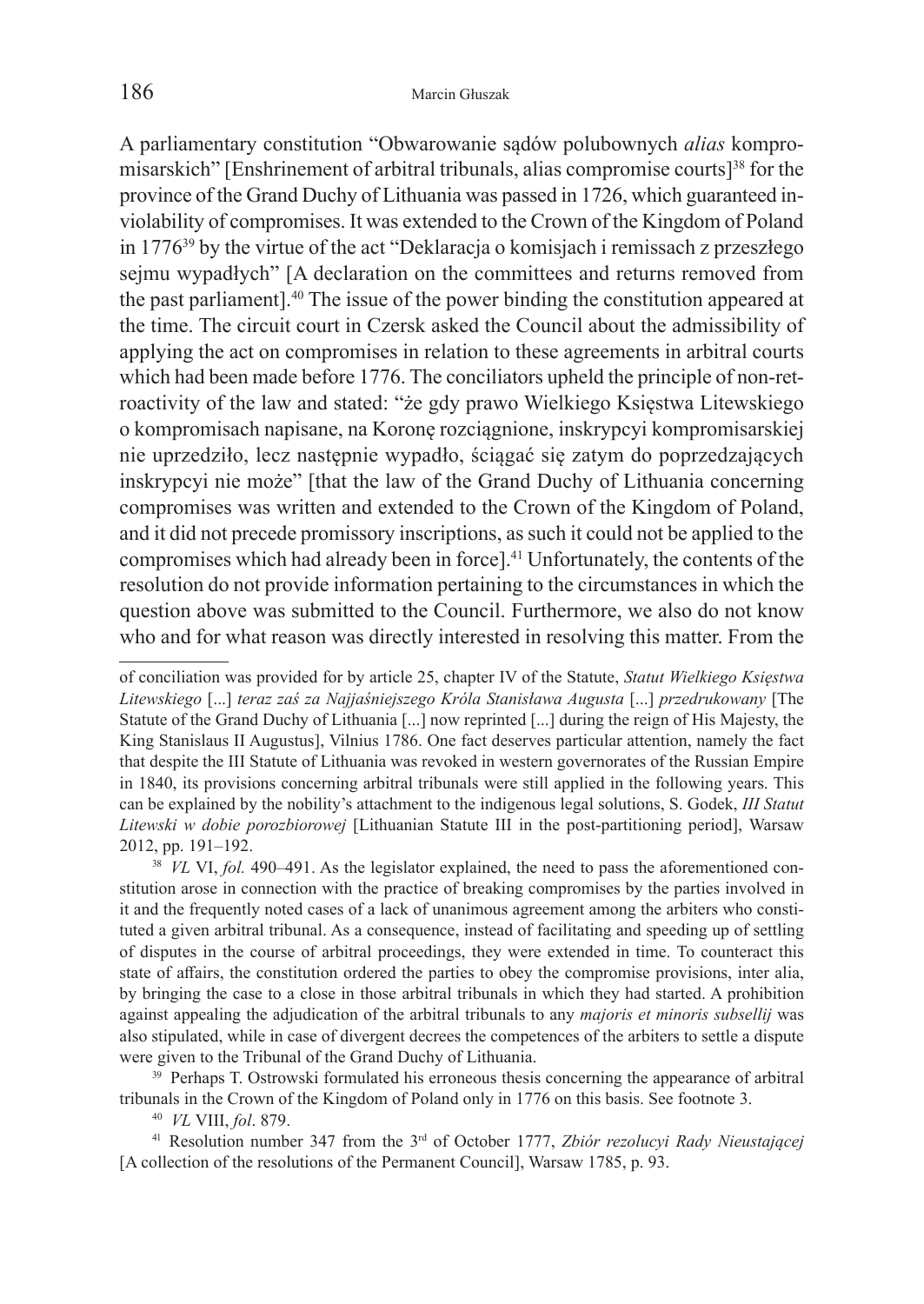A parliamentary constitution "Obwarowanie sądów polubownych *alias* kompromisarskich" [Enshrinement of arbitral tribunals, alias compromise courts][38] for the province of the Grand Duchy of Lithuania was passed in 1726, which guaranteed inviolability of compromises. It was extended to the Crown of the Kingdom of Poland in 1776[39] by the virtue of the act "Deklaracja o komisjach i remissach z przeszłego sejmu wypadłych" [A declaration on the committees and returns removed from the past parliament].[40] The issue of the power binding the constitution appeared at the time. The circuit court in Czersk asked the Council about the admissibility of applying the act on compromises in relation to these agreements in arbitral courts which had been made before 1776. The conciliators upheld the principle of non-retroactivity of the law and stated: "że gdy prawo Wielkiego Księstwa Litewskiego o kompromisach napisane, na Koronę rozciągnione, inskrypcyi kompromisarskiej nie uprzedziło, lecz następnie wypadło, ściągać się zatym do poprzedzających inskrypcyi nie może" [that the law of the Grand Duchy of Lithuania concerning compromises was written and extended to the Crown of the Kingdom of Poland, and it did not precede promissory inscriptions, as such it could not be applied to the compromises which had already been in force].[41] Unfortunately, the contents of the resolution do not provide information pertaining to the circumstances in which the question above was submitted to the Council. Furthermore, we also do not know who and for what reason was directly interested in resolving this matter. From the

---

of conciliation was provided for by article 25, chapter IV of the Statute, *Statut Wielkiego Księstwa Litewskiego* [...] *teraz zaś za Najjaśniejszego Króla Stanisława Augusta* [...] *przedrukowany* [The Statute of the Grand Duchy of Lithuania [...] now reprinted [...] during the reign of His Majesty, the King Stanislaus II Augustus], Vilnius 1786. One fact deserves particular attention, namely the fact that despite the III Statute of Lithuania was revoked in western governorates of the Russian Empire in 1840, its provisions concerning arbitral tribunals were still applied in the following years. This can be explained by the nobility's attachment to the indigenous legal solutions, S. Godek, *III Statut Litewski w dobie porozbiorowej* [Lithuanian Statute III in the post-partitioning period], Warsaw 2012, pp. 191–192.

[38] *VL* VI, *fol.* 490–491. As the legislator explained, the need to pass the aforementioned constitution arose in connection with the practice of breaking compromises by the parties involved in it and the frequently noted cases of a lack of unanimous agreement among the arbiters who constituted a given arbitral tribunal. As a consequence, instead of facilitating and speeding up of settling of disputes in the course of arbitral proceedings, they were extended in time. To counteract this state of affairs, the constitution ordered the parties to obey the compromise provisions, inter alia, by bringing the case to a close in those arbitral tribunals in which they had started. A prohibition against appealing the adjudication of the arbitral tribunals to any *majoris et minoris subsellij* was also stipulated, while in case of divergent decrees the competences of the arbiters to settle a dispute were given to the Tribunal of the Grand Duchy of Lithuania.

[39] Perhaps T. Ostrowski formulated his erroneous thesis concerning the appearance of arbitral tribunals in the Crown of the Kingdom of Poland only in 1776 on this basis. See footnote 3.

[40] *VL* VIII, *fol*. 879.

[41] Resolution number 347 from the 3rd of October 1777, *Zbiór rezolucyi Rady Nieustającej* [A collection of the resolutions of the Permanent Council], Warsaw 1785, p. 93.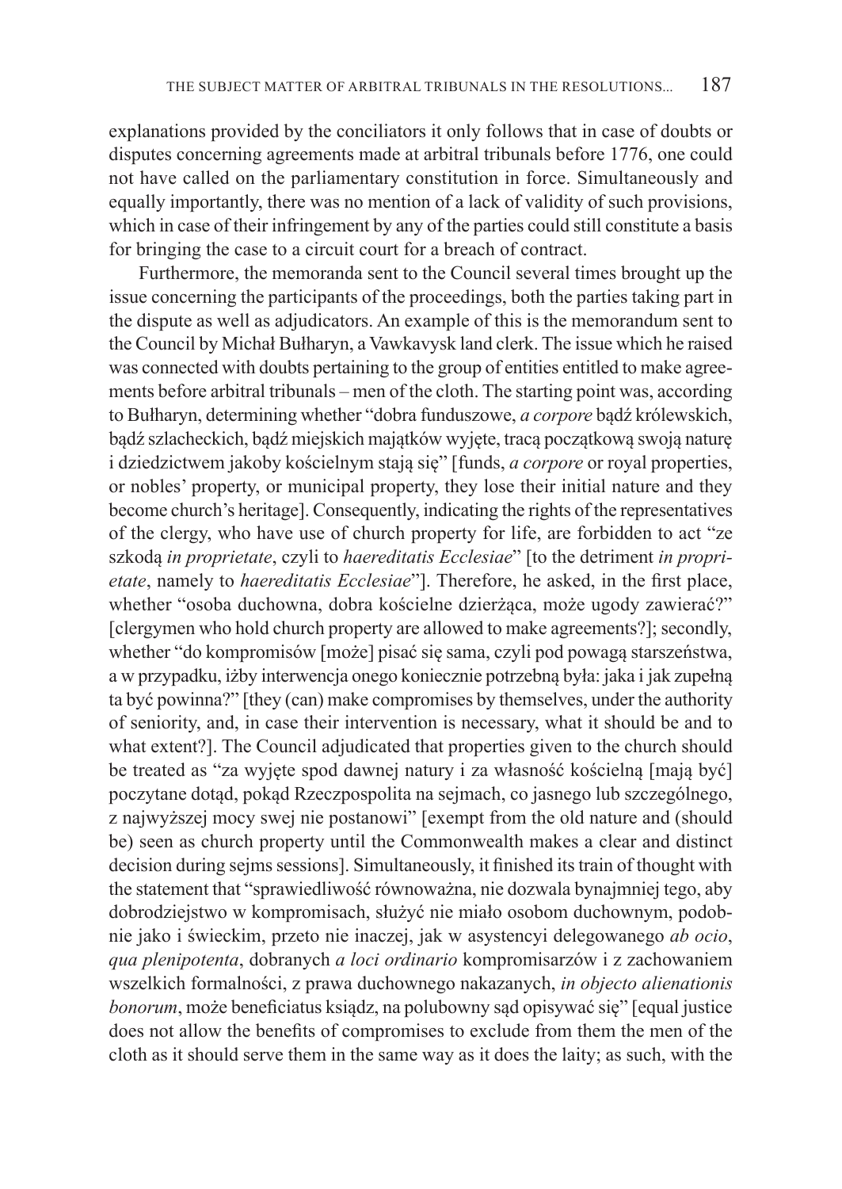explanations provided by the conciliators it only follows that in case of doubts or disputes concerning agreements made at arbitral tribunals before 1776, one could not have called on the parliamentary constitution in force. Simultaneously and equally importantly, there was no mention of a lack of validity of such provisions, which in case of their infringement by any of the parties could still constitute a basis for bringing the case to a circuit court for a breach of contract.

Furthermore, the memoranda sent to the Council several times brought up the issue concerning the participants of the proceedings, both the parties taking part in the dispute as well as adjudicators. An example of this is the memorandum sent to the Council by Michał Bułharyn, a Vawkavysk land clerk. The issue which he raised was connected with doubts pertaining to the group of entities entitled to make agreements before arbitral tribunals – men of the cloth. The starting point was, according to Bułharyn, determining whether "dobra funduszowe, *a corpore* bądź królewskich, bądź szlacheckich, bądź miejskich majątków wyjęte, tracą początkową swoją naturę i dziedzictwem jakoby kościelnym stają się" [funds, *a corpore* or royal properties, or nobles' property, or municipal property, they lose their initial nature and they become church's heritage]. Consequently, indicating the rights of the representatives of the clergy, who have use of church property for life, are forbidden to act "ze szkodą *in proprietate*, czyli to *haereditatis Ecclesiae*" [to the detriment *in proprietate*, namely to *haereditatis Ecclesiae*"]. Therefore, he asked, in the first place, whether "osoba duchowna, dobra kościelne dzierżąca, może ugody zawierać?" [clergymen who hold church property are allowed to make agreements?]; secondly, whether "do kompromisów [może] pisać się sama, czyli pod powagą starszeństwa, a w przypadku, iżby interwencja onego koniecznie potrzebną była: jaka i jak zupełną ta być powinna?" [they (can) make compromises by themselves, under the authority of seniority, and, in case their intervention is necessary, what it should be and to what extent?]. The Council adjudicated that properties given to the church should be treated as "za wyjęte spod dawnej natury i za własność kościelną [mają być] poczytane dotąd, pokąd Rzeczpospolita na sejmach, co jasnego lub szczególnego, z najwyższej mocy swej nie postanowi" [exempt from the old nature and (should be) seen as church property until the Commonwealth makes a clear and distinct decision during sejms sessions]. Simultaneously, it finished its train of thought with the statement that "sprawiedliwość równoważna, nie dozwala bynajmniej tego, aby dobrodziejstwo w kompromisach, służyć nie miało osobom duchownym, podobnie jako i świeckim, przeto nie inaczej, jak w asystencyi delegowanego *ab ocio*, *qua plenipotenta*, dobranych *a loci ordinario* kompromisarzów i z zachowaniem wszelkich formalności, z prawa duchownego nakazanych, *in objecto alienationis bonorum*, może beneficiatus ksiądz, na polubowny sąd opisywać się" [equal justice does not allow the benefits of compromises to exclude from them the men of the cloth as it should serve them in the same way as it does the laity; as such, with the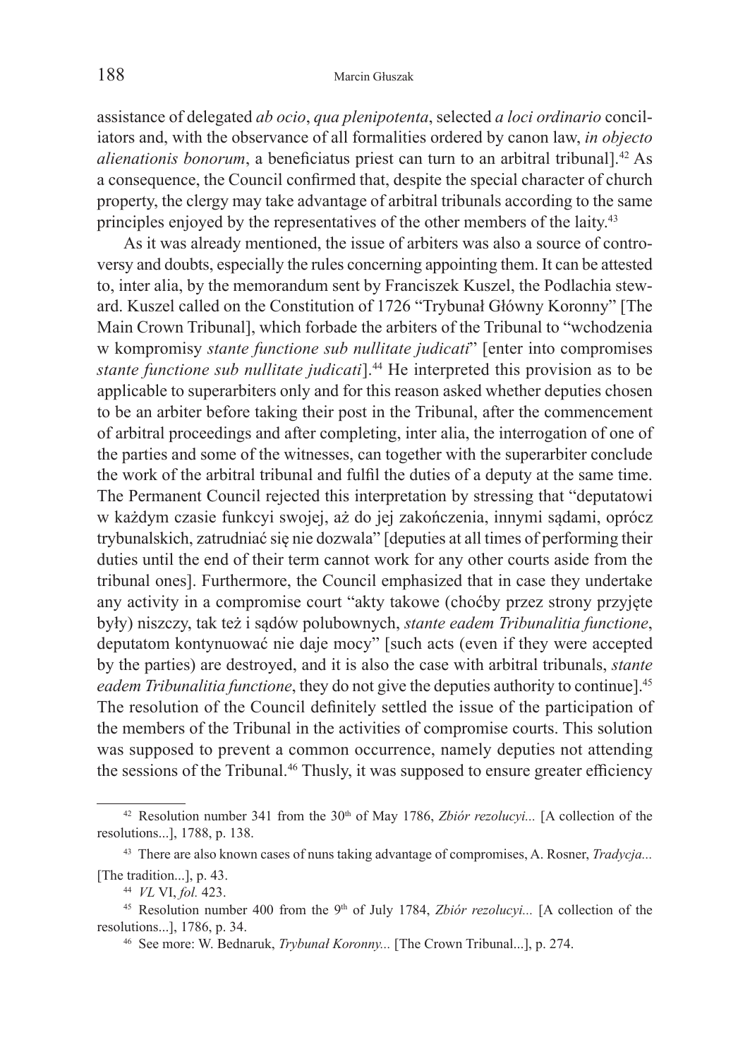assistance of delegated *ab ocio*, *qua plenipotenta*, selected *a loci ordinario* conciliators and, with the observance of all formalities ordered by canon law, *in objecto alienationis bonorum*, a beneficiatus priest can turn to an arbitral tribunal].[42] As a consequence, the Council confirmed that, despite the special character of church property, the clergy may take advantage of arbitral tribunals according to the same principles enjoyed by the representatives of the other members of the laity.[43]

As it was already mentioned, the issue of arbiters was also a source of controversy and doubts, especially the rules concerning appointing them. It can be attested to, inter alia, by the memorandum sent by Franciszek Kuszel, the Podlachia steward. Kuszel called on the Constitution of 1726 "Trybunał Główny Koronny" [The Main Crown Tribunal], which forbade the arbiters of the Tribunal to "wchodzenia w kompromisy *stante functione sub nullitate judicati*" [enter into compromises *stante functione sub nullitate judicati*].[44] He interpreted this provision as to be applicable to superarbiters only and for this reason asked whether deputies chosen to be an arbiter before taking their post in the Tribunal, after the commencement of arbitral proceedings and after completing, inter alia, the interrogation of one of the parties and some of the witnesses, can together with the superarbiter conclude the work of the arbitral tribunal and fulfil the duties of a deputy at the same time. The Permanent Council rejected this interpretation by stressing that "deputatowi w każdym czasie funkcyi swojej, aż do jej zakończenia, innymi sądami, oprócz trybunalskich, zatrudniać się nie dozwala" [deputies at all times of performing their duties until the end of their term cannot work for any other courts aside from the tribunal ones]. Furthermore, the Council emphasized that in case they undertake any activity in a compromise court "akty takowe (choćby przez strony przyjęte były) niszczy, tak też i sądów polubownych, *stante eadem Tribunalitia functione*, deputatom kontynuować nie daje mocy" [such acts (even if they were accepted by the parties) are destroyed, and it is also the case with arbitral tribunals, *stante eadem Tribunalitia functione*, they do not give the deputies authority to continue].[45] The resolution of the Council definitely settled the issue of the participation of the members of the Tribunal in the activities of compromise courts. This solution was supposed to prevent a common occurrence, namely deputies not attending the sessions of the Tribunal.[46] Thusly, it was supposed to ensure greater efficiency

---

[42] Resolution number 341 from the 30th of May 1786, *Zbiór rezolucyi...* [A collection of the resolutions...], 1788, p. 138.

[43] There are also known cases of nuns taking advantage of compromises, A. Rosner, *Tradycja...* [The tradition...], p. 43.

[44] *VL* VI, *fol.* 423.

[45] Resolution number 400 from the 9th of July 1784, *Zbiór rezolucyi...* [A collection of the resolutions...], 1786, p. 34.

[46] See more: W. Bednaruk, *Trybunał Koronny...* [The Crown Tribunal...], p. 274.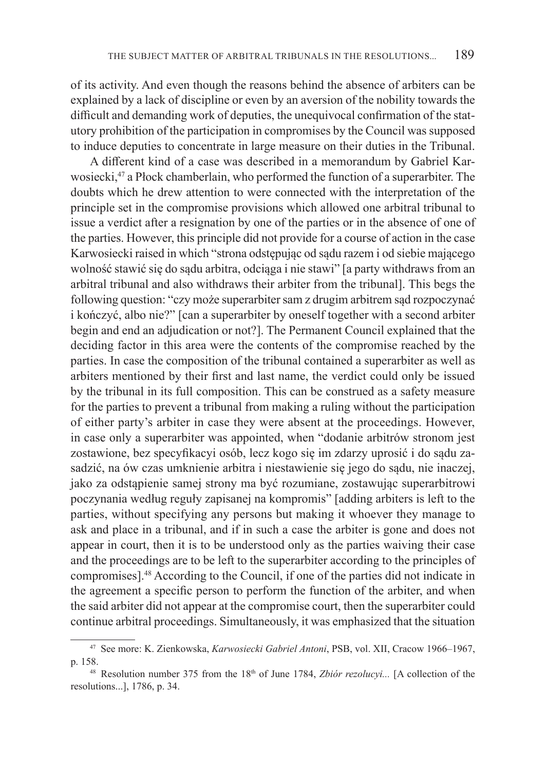of its activity. And even though the reasons behind the absence of arbiters can be explained by a lack of discipline or even by an aversion of the nobility towards the difficult and demanding work of deputies, the unequivocal confirmation of the statutory prohibition of the participation in compromises by the Council was supposed to induce deputies to concentrate in large measure on their duties in the Tribunal.

A different kind of a case was described in a memorandum by Gabriel Karwosiecki,[47] a Płock chamberlain, who performed the function of a superarbiter. The doubts which he drew attention to were connected with the interpretation of the principle set in the compromise provisions which allowed one arbitral tribunal to issue a verdict after a resignation by one of the parties or in the absence of one of the parties. However, this principle did not provide for a course of action in the case Karwosiecki raised in which "strona odstępując od sądu razem i od siebie mającego wolność stawić się do sądu arbitra, odciąga i nie stawi" [a party withdraws from an arbitral tribunal and also withdraws their arbiter from the tribunal]. This begs the following question: "czy może superarbiter sam z drugim arbitrem sąd rozpoczynać i kończyć, albo nie?" [can a superarbiter by oneself together with a second arbiter begin and end an adjudication or not?]. The Permanent Council explained that the deciding factor in this area were the contents of the compromise reached by the parties. In case the composition of the tribunal contained a superarbiter as well as arbiters mentioned by their first and last name, the verdict could only be issued by the tribunal in its full composition. This can be construed as a safety measure for the parties to prevent a tribunal from making a ruling without the participation of either party's arbiter in case they were absent at the proceedings. However, in case only a superarbiter was appointed, when "dodanie arbitrów stronom jest zostawione, bez specyfikacyi osób, lecz kogo się im zdarzy uprosić i do sądu zasadzić, na ów czas umknienie arbitra i niestawienie się jego do sądu, nie inaczej, jako za odstąpienie samej strony ma być rozumiane, zostawując superarbitrowi poczynania według reguły zapisanej na kompromis" [adding arbiters is left to the parties, without specifying any persons but making it whoever they manage to ask and place in a tribunal, and if in such a case the arbiter is gone and does not appear in court, then it is to be understood only as the parties waiving their case and the proceedings are to be left to the superarbiter according to the principles of compromises].[48] According to the Council, if one of the parties did not indicate in the agreement a specific person to perform the function of the arbiter, and when the said arbiter did not appear at the compromise court, then the superarbiter could continue arbitral proceedings. Simultaneously, it was emphasized that the situation

---

[47] See more: K. Zienkowska, *Karwosiecki Gabriel Antoni*, PSB, vol. XII, Cracow 1966–1967, p. 158.

[48] Resolution number 375 from the 18th of June 1784, *Zbiór rezolucyi...* [A collection of the resolutions...], 1786, p. 34.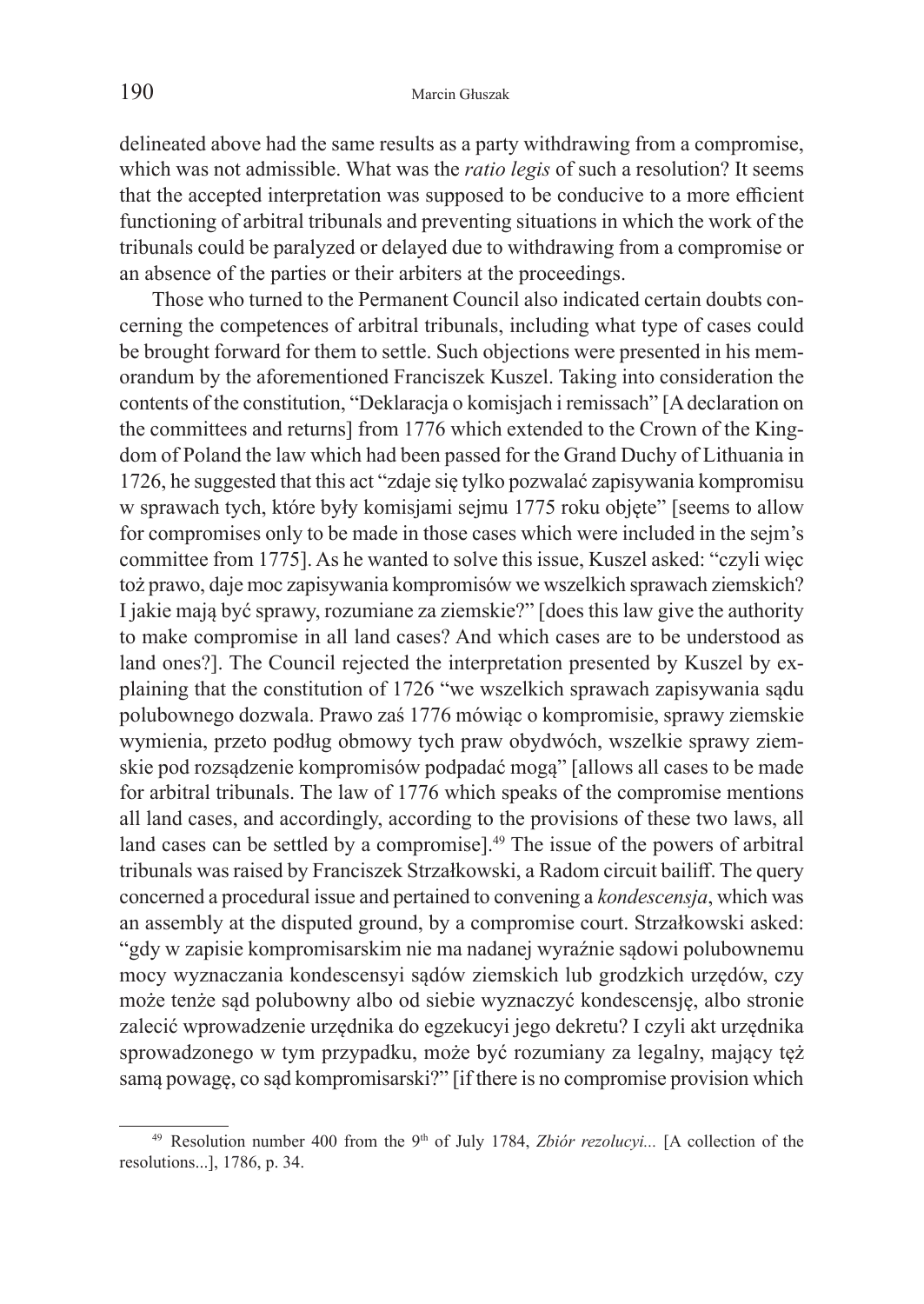delineated above had the same results as a party withdrawing from a compromise, which was not admissible. What was the *ratio legis* of such a resolution? It seems that the accepted interpretation was supposed to be conducive to a more efficient functioning of arbitral tribunals and preventing situations in which the work of the tribunals could be paralyzed or delayed due to withdrawing from a compromise or an absence of the parties or their arbiters at the proceedings.

Those who turned to the Permanent Council also indicated certain doubts concerning the competences of arbitral tribunals, including what type of cases could be brought forward for them to settle. Such objections were presented in his memorandum by the aforementioned Franciszek Kuszel. Taking into consideration the contents of the constitution, "Deklaracja o komisjach i remissach" [A declaration on the committees and returns] from 1776 which extended to the Crown of the Kingdom of Poland the law which had been passed for the Grand Duchy of Lithuania in 1726, he suggested that this act "zdaje się tylko pozwalać zapisywania kompromisu w sprawach tych, które były komisjami sejmu 1775 roku objęte" [seems to allow for compromises only to be made in those cases which were included in the sejm's committee from 1775]. As he wanted to solve this issue, Kuszel asked: "czyli więc toż prawo, daje moc zapisywania kompromisów we wszelkich sprawach ziemskich? I jakie mają być sprawy, rozumiane za ziemskie?" [does this law give the authority to make compromise in all land cases? And which cases are to be understood as land ones?]. The Council rejected the interpretation presented by Kuszel by explaining that the constitution of 1726 "we wszelkich sprawach zapisywania sądu polubownego dozwala. Prawo zaś 1776 mówiąc o kompromisie, sprawy ziemskie wymienia, przeto podług obmowy tych praw obydwóch, wszelkie sprawy ziemskie pod rozsądzenie kompromisów podpadać mogą" [allows all cases to be made for arbitral tribunals. The law of 1776 which speaks of the compromise mentions all land cases, and accordingly, according to the provisions of these two laws, all land cases can be settled by a compromise].[49] The issue of the powers of arbitral tribunals was raised by Franciszek Strzałkowski, a Radom circuit bailiff. The query concerned a procedural issue and pertained to convening a *kondescensja*, which was an assembly at the disputed ground, by a compromise court. Strzałkowski asked: "gdy w zapisie kompromisarskim nie ma nadanej wyraźnie sądowi polubownemu mocy wyznaczania kondescensyi sądów ziemskich lub grodzkich urzędów, czy może tenże sąd polubowny albo od siebie wyznaczyć kondescensję, albo stronie zalecić wprowadzenie urzędnika do egzekucyi jego dekretu? I czyli akt urzędnika sprowadzonego w tym przypadku, może być rozumiany za legalny, mający tęż samą powagę, co sąd kompromisarski?" [if there is no compromise provision which

---

[49] Resolution number 400 from the 9th of July 1784, *Zbiór rezolucyi...* [A collection of the resolutions...], 1786, p. 34.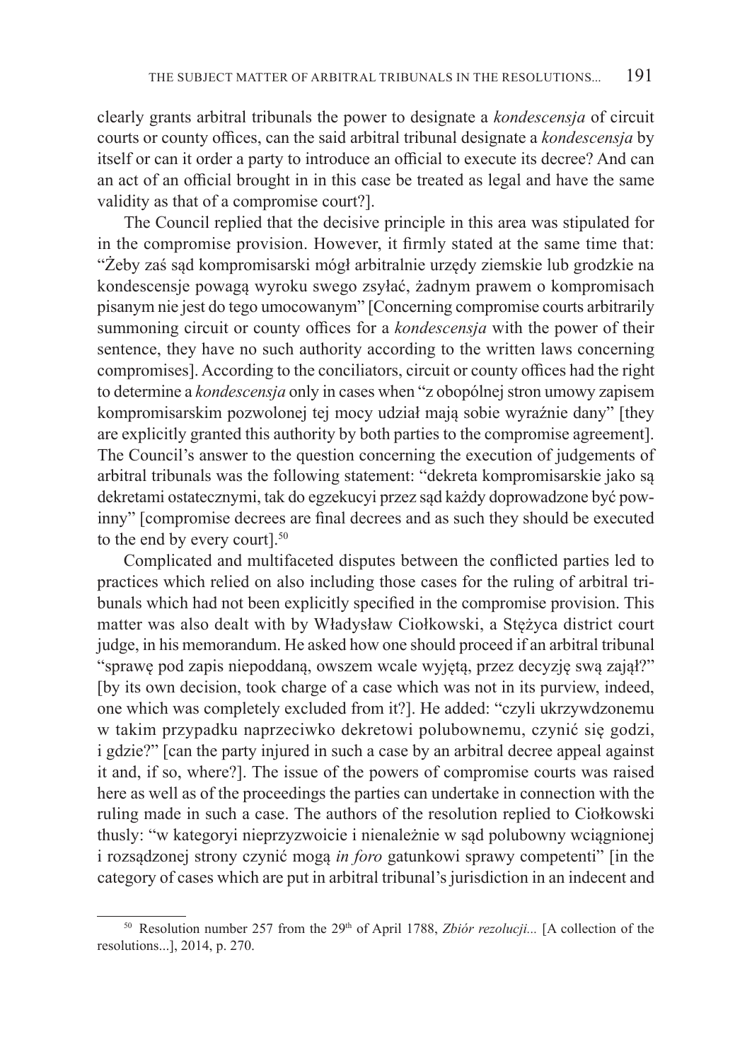clearly grants arbitral tribunals the power to designate a *kondescensja* of circuit courts or county offices, can the said arbitral tribunal designate a *kondescensja* by itself or can it order a party to introduce an official to execute its decree? And can an act of an official brought in in this case be treated as legal and have the same validity as that of a compromise court?].

The Council replied that the decisive principle in this area was stipulated for in the compromise provision. However, it firmly stated at the same time that: "Żeby zaś sąd kompromisarski mógł arbitralnie urzędy ziemskie lub grodzkie na kondescensje powagą wyroku swego zsyłać, żadnym prawem o kompromisach pisanym nie jest do tego umocowanym" [Concerning compromise courts arbitrarily summoning circuit or county offices for a *kondescensja* with the power of their sentence, they have no such authority according to the written laws concerning compromises]. According to the conciliators, circuit or county offices had the right to determine a *kondescensja* only in cases when "z obopólnej stron umowy zapisem kompromisarskim pozwolonej tej mocy udział mają sobie wyraźnie dany" [they are explicitly granted this authority by both parties to the compromise agreement]. The Council's answer to the question concerning the execution of judgements of arbitral tribunals was the following statement: "dekreta kompromisarskie jako są dekretami ostatecznymi, tak do egzekucyi przez sąd każdy doprowadzone być powinny" [compromise decrees are final decrees and as such they should be executed to the end by every court].[50]

Complicated and multifaceted disputes between the conflicted parties led to practices which relied on also including those cases for the ruling of arbitral tribunals which had not been explicitly specified in the compromise provision. This matter was also dealt with by Władysław Ciołkowski, a Stężyca district court judge, in his memorandum. He asked how one should proceed if an arbitral tribunal "sprawę pod zapis niepoddaną, owszem wcale wyjętą, przez decyzję swą zajął?" [by its own decision, took charge of a case which was not in its purview, indeed, one which was completely excluded from it?]. He added: "czyli ukrzywdzonemu w takim przypadku naprzeciwko dekretowi polubownemu, czynić się godzi, i gdzie?" [can the party injured in such a case by an arbitral decree appeal against it and, if so, where?]. The issue of the powers of compromise courts was raised here as well as of the proceedings the parties can undertake in connection with the ruling made in such a case. The authors of the resolution replied to Ciołkowski thusly: "w kategoryi nieprzyzwoicie i nienależnie w sąd polubowny wciągnionej i rozsądzonej strony czynić mogą *in foro* gatunkowi sprawy competenti" [in the category of cases which are put in arbitral tribunal's jurisdiction in an indecent and

[50] Resolution number 257 from the 29th of April 1788, *Zbiór rezolucji...* [A collection of the resolutions...], 2014, p. 270.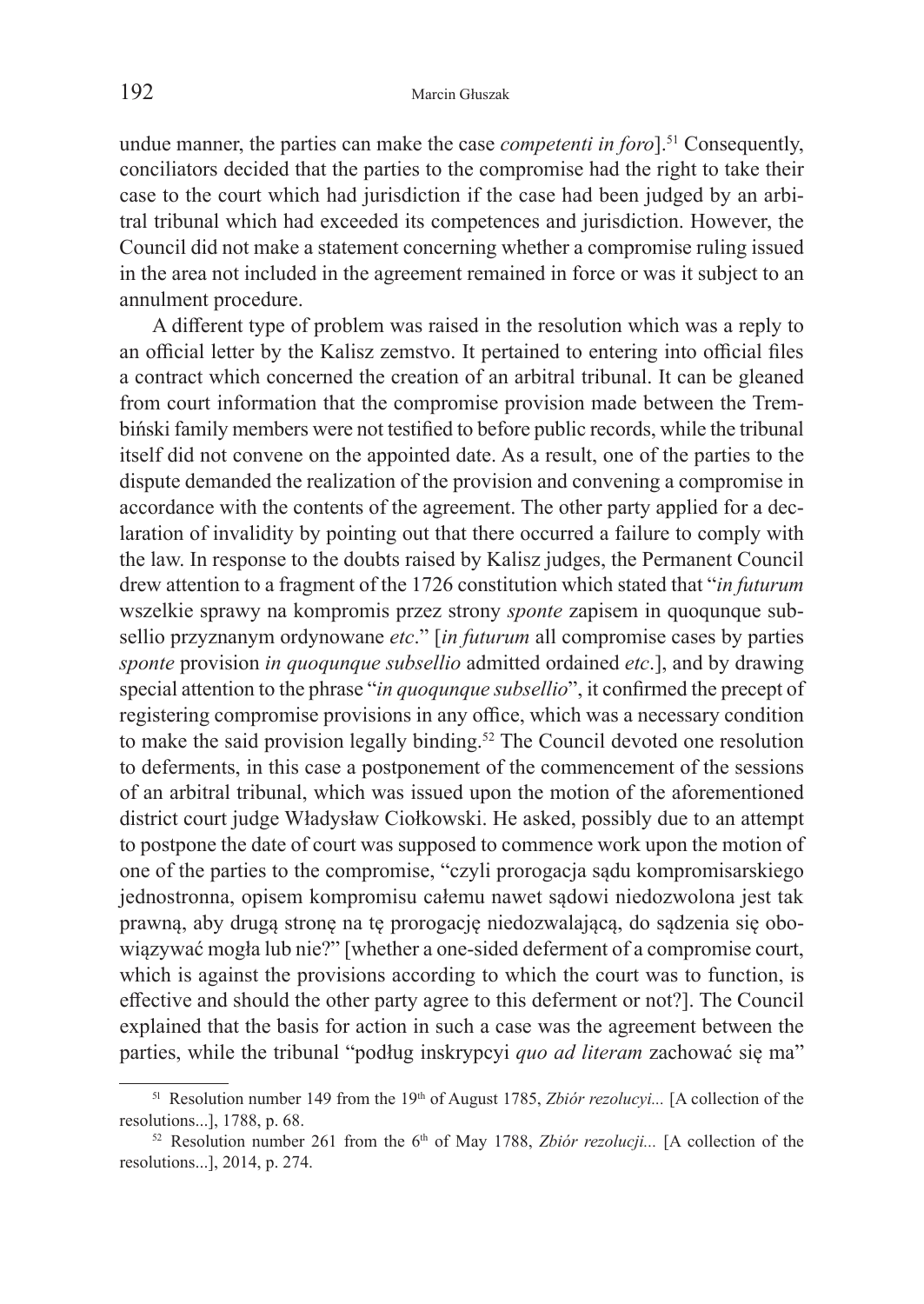undue manner, the parties can make the case *competenti in foro*].[51] Consequently, conciliators decided that the parties to the compromise had the right to take their case to the court which had jurisdiction if the case had been judged by an arbitral tribunal which had exceeded its competences and jurisdiction. However, the Council did not make a statement concerning whether a compromise ruling issued in the area not included in the agreement remained in force or was it subject to an annulment procedure.

A different type of problem was raised in the resolution which was a reply to an official letter by the Kalisz zemstvo. It pertained to entering into official files a contract which concerned the creation of an arbitral tribunal. It can be gleaned from court information that the compromise provision made between the Trembiński family members were not testified to before public records, while the tribunal itself did not convene on the appointed date. As a result, one of the parties to the dispute demanded the realization of the provision and convening a compromise in accordance with the contents of the agreement. The other party applied for a declaration of invalidity by pointing out that there occurred a failure to comply with the law. In response to the doubts raised by Kalisz judges, the Permanent Council drew attention to a fragment of the 1726 constitution which stated that "*in futurum* wszelkie sprawy na kompromis przez strony *sponte* zapisem in quoqunque subsellio przyznanym ordynowane *etc*." [*in futurum* all compromise cases by parties *sponte* provision *in quoqunque subsellio* admitted ordained *etc*.], and by drawing special attention to the phrase "*in quoqunque subsellio*", it confirmed the precept of registering compromise provisions in any office, which was a necessary condition to make the said provision legally binding.[52] The Council devoted one resolution to deferments, in this case a postponement of the commencement of the sessions of an arbitral tribunal, which was issued upon the motion of the aforementioned district court judge Władysław Ciołkowski. He asked, possibly due to an attempt to postpone the date of court was supposed to commence work upon the motion of one of the parties to the compromise, "czyli prorogacja sądu kompromisarskiego jednostronna, opisem kompromisu całemu nawet sądowi niedozwolona jest tak prawną, aby drugą stronę na tę prorogację niedozwalającą, do sądzenia się obowiązywać mogła lub nie?" [whether a one-sided deferment of a compromise court, which is against the provisions according to which the court was to function, is effective and should the other party agree to this deferment or not?]. The Council explained that the basis for action in such a case was the agreement between the parties, while the tribunal "podług inskrypcyi *quo ad literam* zachować się ma"

---

[51] Resolution number 149 from the 19th of August 1785, *Zbiór rezolucyi...* [A collection of the resolutions...], 1788, p. 68.

[52] Resolution number 261 from the 6th of May 1788, *Zbiór rezolucji...* [A collection of the resolutions...], 2014, p. 274.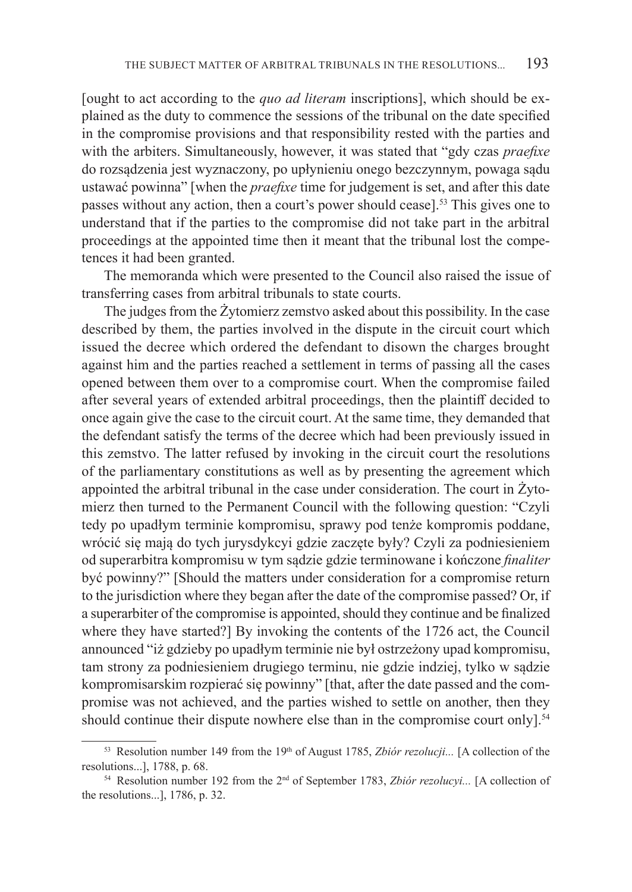[ought to act according to the *quo ad literam* inscriptions], which should be explained as the duty to commence the sessions of the tribunal on the date specified in the compromise provisions and that responsibility rested with the parties and with the arbiters. Simultaneously, however, it was stated that "gdy czas *praefixe* do rozsądzenia jest wyznaczony, po upłynieniu onego bezczynnym, powaga sądu ustawać powinna" [when the *praefixe* time for judgement is set, and after this date passes without any action, then a court's power should cease].[53] This gives one to understand that if the parties to the compromise did not take part in the arbitral proceedings at the appointed time then it meant that the tribunal lost the competences it had been granted.

The memoranda which were presented to the Council also raised the issue of transferring cases from arbitral tribunals to state courts.

The judges from the Żytomierz zemstvo asked about this possibility. In the case described by them, the parties involved in the dispute in the circuit court which issued the decree which ordered the defendant to disown the charges brought against him and the parties reached a settlement in terms of passing all the cases opened between them over to a compromise court. When the compromise failed after several years of extended arbitral proceedings, then the plaintiff decided to once again give the case to the circuit court. At the same time, they demanded that the defendant satisfy the terms of the decree which had been previously issued in this zemstvo. The latter refused by invoking in the circuit court the resolutions of the parliamentary constitutions as well as by presenting the agreement which appointed the arbitral tribunal in the case under consideration. The court in Żytomierz then turned to the Permanent Council with the following question: "Czyli tedy po upadłym terminie kompromisu, sprawy pod tenże kompromis poddane, wrócić się mają do tych jurysdykcyi gdzie zaczęte były? Czyli za podniesieniem od superarbitra kompromisu w tym sądzie gdzie terminowane i kończone *finaliter* być powinny?" [Should the matters under consideration for a compromise return to the jurisdiction where they began after the date of the compromise passed? Or, if a superarbiter of the compromise is appointed, should they continue and be finalized where they have started?] By invoking the contents of the 1726 act, the Council announced "iż gdzieby po upadłym terminie nie był ostrzeżony upad kompromisu, tam strony za podniesieniem drugiego terminu, nie gdzie indziej, tylko w sądzie kompromisarskim rozpierać się powinny" [that, after the date passed and the compromise was not achieved, and the parties wished to settle on another, then they should continue their dispute nowhere else than in the compromise court only].[54]

---

[53] Resolution number 149 from the 19th of August 1785, *Zbiór rezolucji...* [A collection of the resolutions...], 1788, p. 68.

[54] Resolution number 192 from the 2nd of September 1783, *Zbiór rezolucyi...* [A collection of the resolutions...], 1786, p. 32.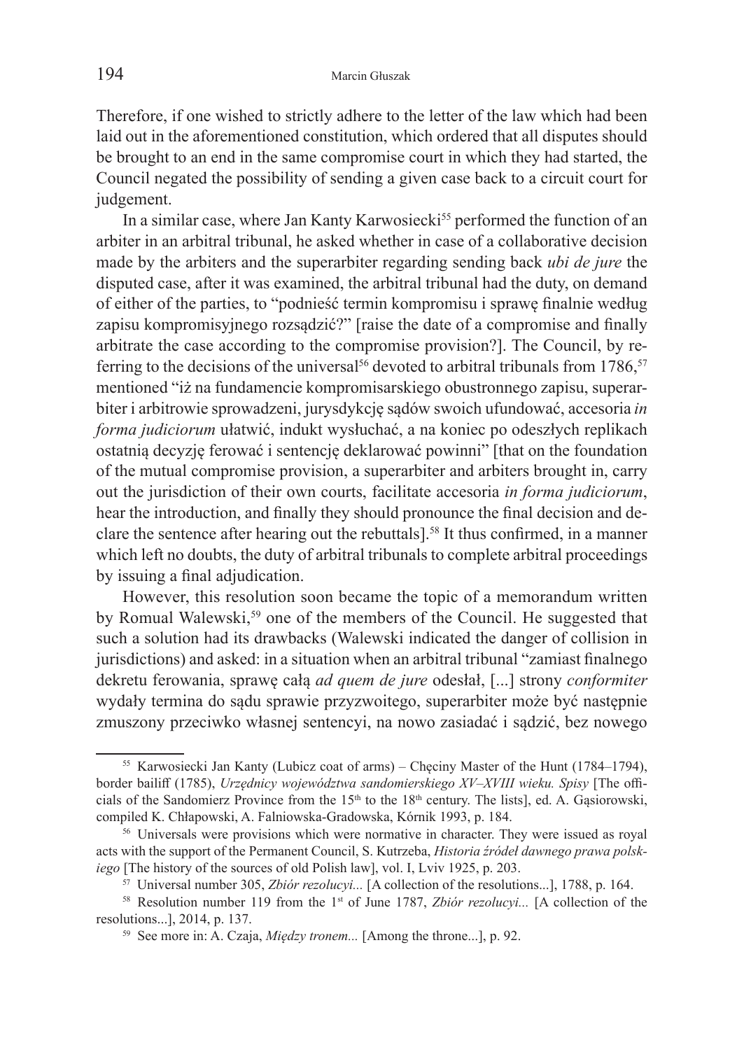Therefore, if one wished to strictly adhere to the letter of the law which had been laid out in the aforementioned constitution, which ordered that all disputes should be brought to an end in the same compromise court in which they had started, the Council negated the possibility of sending a given case back to a circuit court for judgement.

In a similar case, where Jan Kanty Karwosiecki[55] performed the function of an arbiter in an arbitral tribunal, he asked whether in case of a collaborative decision made by the arbiters and the superarbiter regarding sending back *ubi de jure* the disputed case, after it was examined, the arbitral tribunal had the duty, on demand of either of the parties, to "podnieść termin kompromisu i sprawę finalnie według zapisu kompromisyjnego rozsądzić?" [raise the date of a compromise and finally arbitrate the case according to the compromise provision?]. The Council, by referring to the decisions of the universal[56] devoted to arbitral tribunals from 1786,[57] mentioned "iż na fundamencie kompromisarskiego obustronnego zapisu, superarbiter i arbitrowie sprowadzeni, jurysdykcję sądów swoich ufundować, accesoria *in forma judiciorum* ułatwić, indukt wysłuchać, a na koniec po odeszłych replikach ostatnią decyzję ferować i sentencję deklarować powinni" [that on the foundation of the mutual compromise provision, a superarbiter and arbiters brought in, carry out the jurisdiction of their own courts, facilitate accesoria *in forma judiciorum*, hear the introduction, and finally they should pronounce the final decision and declare the sentence after hearing out the rebuttals].[58] It thus confirmed, in a manner which left no doubts, the duty of arbitral tribunals to complete arbitral proceedings by issuing a final adjudication.

However, this resolution soon became the topic of a memorandum written by Romual Walewski,[59] one of the members of the Council. He suggested that such a solution had its drawbacks (Walewski indicated the danger of collision in jurisdictions) and asked: in a situation when an arbitral tribunal "zamiast finalnego dekretu ferowania, sprawę całą *ad quem de jure* odesłał, [...] strony *conformiter* wydały termina do sądu sprawie przyzwoitego, superarbiter może być następnie zmuszony przeciwko własnej sentencyi, na nowo zasiadać i sądzić, bez nowego

---

[55] Karwosiecki Jan Kanty (Lubicz coat of arms) – Chęciny Master of the Hunt (1784–1794), border bailiff (1785), *Urzędnicy województwa sandomierskiego XV–XVIII wieku. Spisy* [The officials of the Sandomierz Province from the 15th to the 18th century. The lists], ed. A. Gąsiorowski, compiled K. Chłapowski, A. Falniowska-Gradowska, Kórnik 1993, p. 184.

[56] Universals were provisions which were normative in character. They were issued as royal acts with the support of the Permanent Council, S. Kutrzeba, *Historia źródeł dawnego prawa polskiego* [The history of the sources of old Polish law], vol. I, Lviv 1925, p. 203.

[57] Universal number 305, *Zbiór rezolucyi...* [A collection of the resolutions...], 1788, p. 164.

[58] Resolution number 119 from the 1st of June 1787, *Zbiór rezolucyi...* [A collection of the resolutions...], 2014, p. 137.

[59] See more in: A. Czaja, *Między tronem...* [Among the throne...], p. 92.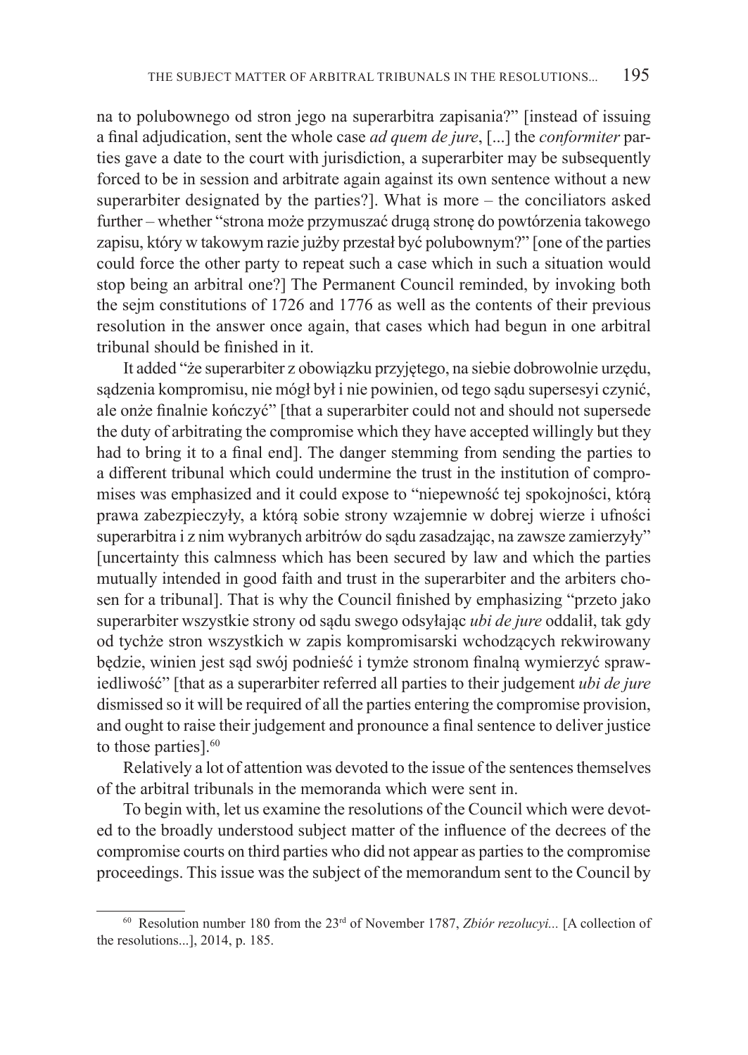na to polubownego od stron jego na superarbitra zapisania?" [instead of issuing a final adjudication, sent the whole case *ad quem de jure*, [...] the *conformiter* parties gave a date to the court with jurisdiction, a superarbiter may be subsequently forced to be in session and arbitrate again against its own sentence without a new superarbiter designated by the parties?]. What is more – the conciliators asked further – whether "strona może przymuszać drugą stronę do powtórzenia takowego zapisu, który w takowym razie jużby przestał być polubownym?" [one of the parties could force the other party to repeat such a case which in such a situation would stop being an arbitral one?] The Permanent Council reminded, by invoking both the sejm constitutions of 1726 and 1776 as well as the contents of their previous resolution in the answer once again, that cases which had begun in one arbitral tribunal should be finished in it.

It added "że superarbiter z obowiązku przyjętego, na siebie dobrowolnie urzędu, sądzenia kompromisu, nie mógł był i nie powinien, od tego sądu supersesyi czynić, ale onże finalnie kończyć" [that a superarbiter could not and should not supersede the duty of arbitrating the compromise which they have accepted willingly but they had to bring it to a final end]. The danger stemming from sending the parties to a different tribunal which could undermine the trust in the institution of compromises was emphasized and it could expose to "niepewność tej spokojności, którą prawa zabezpieczyły, a którą sobie strony wzajemnie w dobrej wierze i ufności superarbitra i z nim wybranych arbitrów do sądu zasadzając, na zawsze zamierzyły" [uncertainty this calmness which has been secured by law and which the parties mutually intended in good faith and trust in the superarbiter and the arbiters chosen for a tribunal]. That is why the Council finished by emphasizing "przeto jako superarbiter wszystkie strony od sądu swego odsyłając *ubi de jure* oddalił, tak gdy od tychże stron wszystkich w zapis kompromisarski wchodzących rekwirowany będzie, winien jest sąd swój podnieść i tymże stronom finalną wymierzyć sprawiedliwość" [that as a superarbiter referred all parties to their judgement *ubi de jure* dismissed so it will be required of all the parties entering the compromise provision, and ought to raise their judgement and pronounce a final sentence to deliver justice to those parties].[60]

Relatively a lot of attention was devoted to the issue of the sentences themselves of the arbitral tribunals in the memoranda which were sent in.

To begin with, let us examine the resolutions of the Council which were devoted to the broadly understood subject matter of the influence of the decrees of the compromise courts on third parties who did not appear as parties to the compromise proceedings. This issue was the subject of the memorandum sent to the Council by

---

[60] Resolution number 180 from the 23rd of November 1787, *Zbiór rezolucyi...* [A collection of the resolutions...], 2014, p. 185.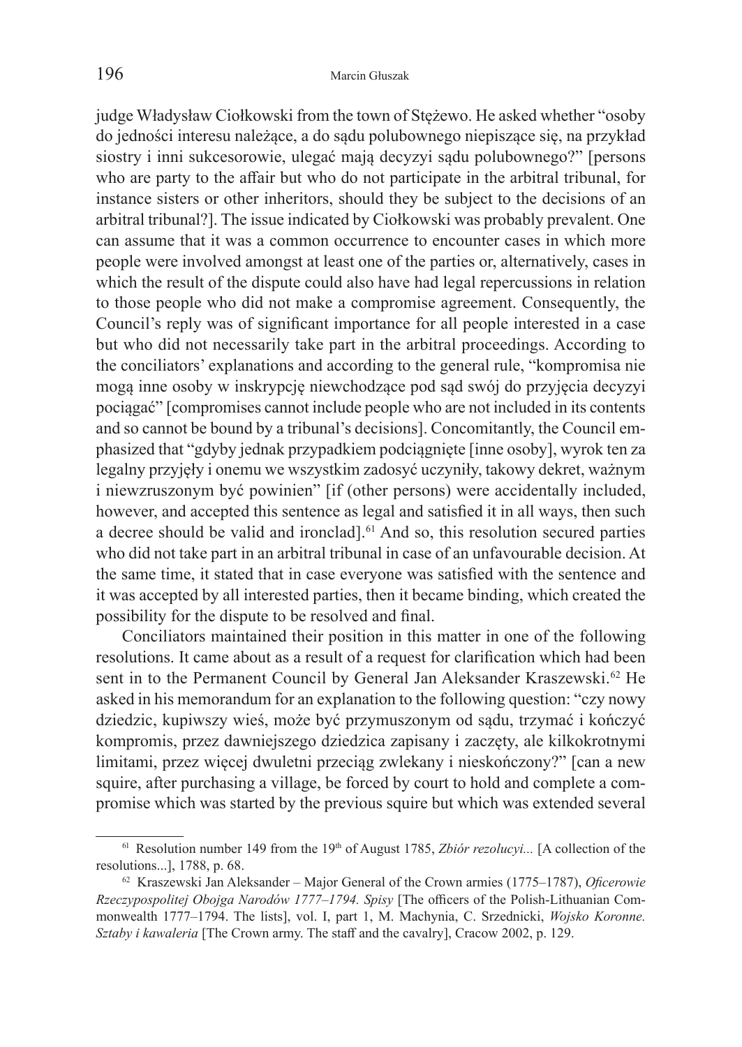judge Władysław Ciołkowski from the town of Stężewo. He asked whether "osoby do jedności interesu należące, a do sądu polubownego niepiszące się, na przykład siostry i inni sukcesorowie, ulegać mają decyzyi sądu polubownego?" [persons who are party to the affair but who do not participate in the arbitral tribunal, for instance sisters or other inheritors, should they be subject to the decisions of an arbitral tribunal?]. The issue indicated by Ciołkowski was probably prevalent. One can assume that it was a common occurrence to encounter cases in which more people were involved amongst at least one of the parties or, alternatively, cases in which the result of the dispute could also have had legal repercussions in relation to those people who did not make a compromise agreement. Consequently, the Council's reply was of significant importance for all people interested in a case but who did not necessarily take part in the arbitral proceedings. According to the conciliators' explanations and according to the general rule, "kompromisa nie mogą inne osoby w inskrypcję niewchodzące pod sąd swój do przyjęcia decyzyi pociągać" [compromises cannot include people who are not included in its contents and so cannot be bound by a tribunal's decisions]. Concomitantly, the Council emphasized that "gdyby jednak przypadkiem podciągnięte [inne osoby], wyrok ten za legalny przyjęły i onemu we wszystkim zadosyć uczyniły, takowy dekret, ważnym i niewzruszonym być powinien" [if (other persons) were accidentally included, however, and accepted this sentence as legal and satisfied it in all ways, then such a decree should be valid and ironclad].[61] And so, this resolution secured parties who did not take part in an arbitral tribunal in case of an unfavourable decision. At the same time, it stated that in case everyone was satisfied with the sentence and it was accepted by all interested parties, then it became binding, which created the possibility for the dispute to be resolved and final.

Conciliators maintained their position in this matter in one of the following resolutions. It came about as a result of a request for clarification which had been sent in to the Permanent Council by General Jan Aleksander Kraszewski.[62] He asked in his memorandum for an explanation to the following question: "czy nowy dziedzic, kupiwszy wieś, może być przymuszonym od sądu, trzymać i kończyć kompromis, przez dawniejszego dziedzica zapisany i zaczęty, ale kilkokrotnymi limitami, przez więcej dwuletni przeciąg zwlekany i nieskończony?" [can a new squire, after purchasing a village, be forced by court to hold and complete a compromise which was started by the previous squire but which was extended several

---

[61] Resolution number 149 from the 19th of August 1785, *Zbiór rezolucyi...* [A collection of the resolutions...], 1788, p. 68.

[62] Kraszewski Jan Aleksander – Major General of the Crown armies (1775–1787), *Oficerowie Rzeczypospolitej Obojga Narodów 1777–1794. Spisy* [The officers of the Polish-Lithuanian Commonwealth 1777–1794. The lists], vol. I, part 1, M. Machynia, C. Srzednicki, *Wojsko Koronne. Sztaby i kawaleria* [The Crown army. The staff and the cavalry], Cracow 2002, p. 129.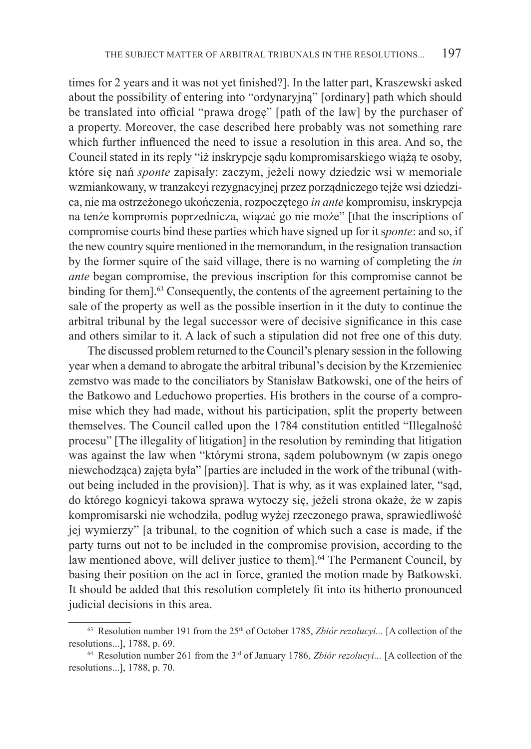times for 2 years and it was not yet finished?]. In the latter part, Kraszewski asked about the possibility of entering into "ordynaryjną" [ordinary] path which should be translated into official "prawa drogę" [path of the law] by the purchaser of a property. Moreover, the case described here probably was not something rare which further influenced the need to issue a resolution in this area. And so, the Council stated in its reply "iż inskrypcje sądu kompromisarskiego wiążą te osoby, które się nań *sponte* zapisały: zaczym, jeżeli nowy dziedzic wsi w memoriale wzmiankowany, w tranzakcyi rezygnacyjnej przez porządniczego tejże wsi dziedzica, nie ma ostrzeżonego ukończenia, rozpoczętego *in ante* kompromisu, inskrypcja na tenże kompromis poprzednicza, wiązać go nie może" [that the inscriptions of compromise courts bind these parties which have signed up for it s*ponte*: and so, if the new country squire mentioned in the memorandum, in the resignation transaction by the former squire of the said village, there is no warning of completing the *in ante* began compromise, the previous inscription for this compromise cannot be binding for them].[63] Consequently, the contents of the agreement pertaining to the sale of the property as well as the possible insertion in it the duty to continue the arbitral tribunal by the legal successor were of decisive significance in this case and others similar to it. A lack of such a stipulation did not free one of this duty.

The discussed problem returned to the Council's plenary session in the following year when a demand to abrogate the arbitral tribunal's decision by the Krzemieniec zemstvo was made to the conciliators by Stanisław Batkowski, one of the heirs of the Batkowo and Leduchowo properties. His brothers in the course of a compromise which they had made, without his participation, split the property between themselves. The Council called upon the 1784 constitution entitled "Illegalność procesu" [The illegality of litigation] in the resolution by reminding that litigation was against the law when "którymi strona, sądem polubownym (w zapis onego niewchodząca) zajęta była" [parties are included in the work of the tribunal (without being included in the provision)]. That is why, as it was explained later, "sąd, do którego kognicyi takowa sprawa wytoczy się, jeżeli strona okaże, że w zapis kompromisarski nie wchodziła, podług wyżej rzeczonego prawa, sprawiedliwość jej wymierzy" [a tribunal, to the cognition of which such a case is made, if the party turns out not to be included in the compromise provision, according to the law mentioned above, will deliver justice to them].[64] The Permanent Council, by basing their position on the act in force, granted the motion made by Batkowski. It should be added that this resolution completely fit into its hitherto pronounced judicial decisions in this area.

[63] Resolution number 191 from the 25th of October 1785, *Zbiór rezolucyi...* [A collection of the resolutions...], 1788, p. 69.

[64] Resolution number 261 from the 3rd of January 1786, *Zbiór rezolucyi...* [A collection of the resolutions...], 1788, p. 70.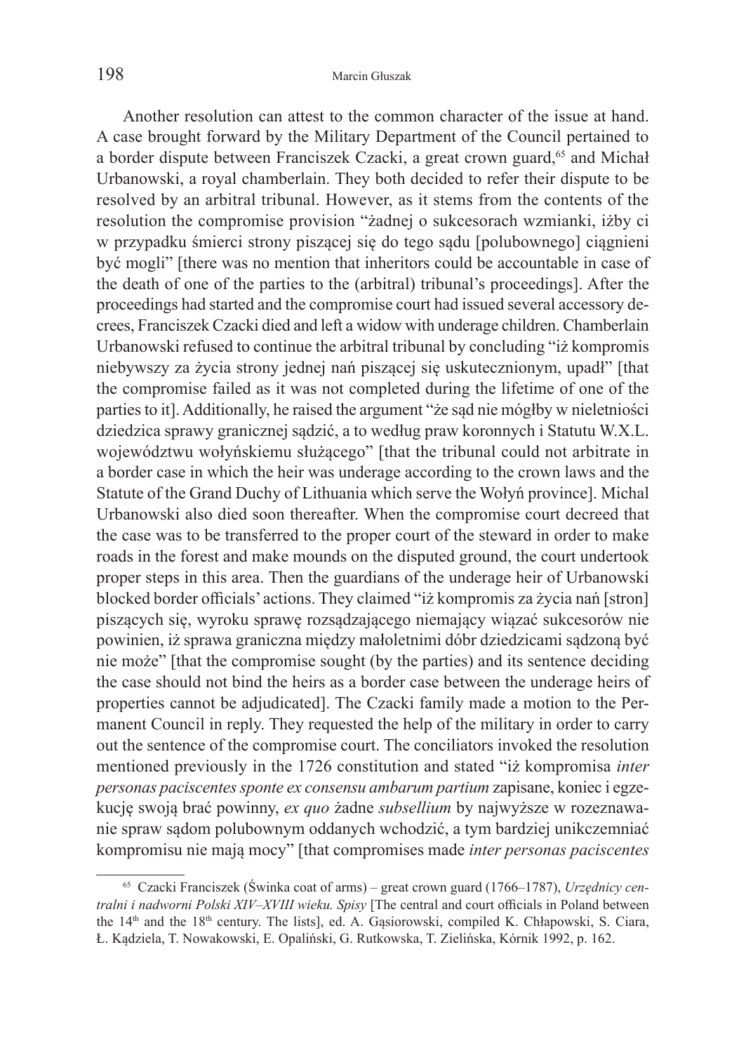Another resolution can attest to the common character of the issue at hand. A case brought forward by the Military Department of the Council pertained to a border dispute between Franciszek Czacki, a great crown guard,[65] and Michał Urbanowski, a royal chamberlain. They both decided to refer their dispute to be resolved by an arbitral tribunal. However, as it stems from the contents of the resolution the compromise provision "żadnej o sukcesorach wzmianki, iżby ci w przypadku śmierci strony piszącej się do tego sądu [polubownego] ciągnieni być mogli" [there was no mention that inheritors could be accountable in case of the death of one of the parties to the (arbitral) tribunal's proceedings]. After the proceedings had started and the compromise court had issued several accessory decrees, Franciszek Czacki died and left a widow with underage children. Chamberlain Urbanowski refused to continue the arbitral tribunal by concluding "iż kompromis niebywszy za życia strony jednej nań piszącej się uskutecznionym, upadł" [that the compromise failed as it was not completed during the lifetime of one of the parties to it]. Additionally, he raised the argument "że sąd nie mógłby w nieletniości dziedzica sprawy granicznej sądzić, a to według praw koronnych i Statutu W.X.L. województwu wołyńskiemu służącego" [that the tribunal could not arbitrate in a border case in which the heir was underage according to the crown laws and the Statute of the Grand Duchy of Lithuania which serve the Wołyń province]. Michal Urbanowski also died soon thereafter. When the compromise court decreed that the case was to be transferred to the proper court of the steward in order to make roads in the forest and make mounds on the disputed ground, the court undertook proper steps in this area. Then the guardians of the underage heir of Urbanowski blocked border officials' actions. They claimed "iż kompromis za życia nań [stron] piszących się, wyroku sprawę rozsądzającego niemający wiązać sukcesorów nie powinien, iż sprawa graniczna między małoletnimi dóbr dziedzicami sądzoną być nie może" [that the compromise sought (by the parties) and its sentence deciding the case should not bind the heirs as a border case between the underage heirs of properties cannot be adjudicated]. The Czacki family made a motion to the Permanent Council in reply. They requested the help of the military in order to carry out the sentence of the compromise court. The conciliators invoked the resolution mentioned previously in the 1726 constitution and stated "iż kompromisa *inter personas paciscentes sponte ex consensu ambarum partium* zapisane, koniec i egzekucję swoją brać powinny, *ex quo* żadne *subsellium* by najwyższe w rozeznawanie spraw sądom polubownym oddanych wchodzić, a tym bardziej unikczemniać kompromisu nie mają mocy" [that compromises made *inter personas paciscentes*

---

[65] Czacki Franciszek (Świnka coat of arms) – great crown guard (1766–1787), *Urzędnicy centralni i nadworni Polski XIV–XVIII wieku. Spisy* [The central and court officials in Poland between the 14th and the 18th century. The lists], ed. A. Gąsiorowski, compiled K. Chłapowski, S. Ciara, Ł. Kądziela, T. Nowakowski, E. Opaliński, G. Rutkowska, T. Zielińska, Kórnik 1992, p. 162.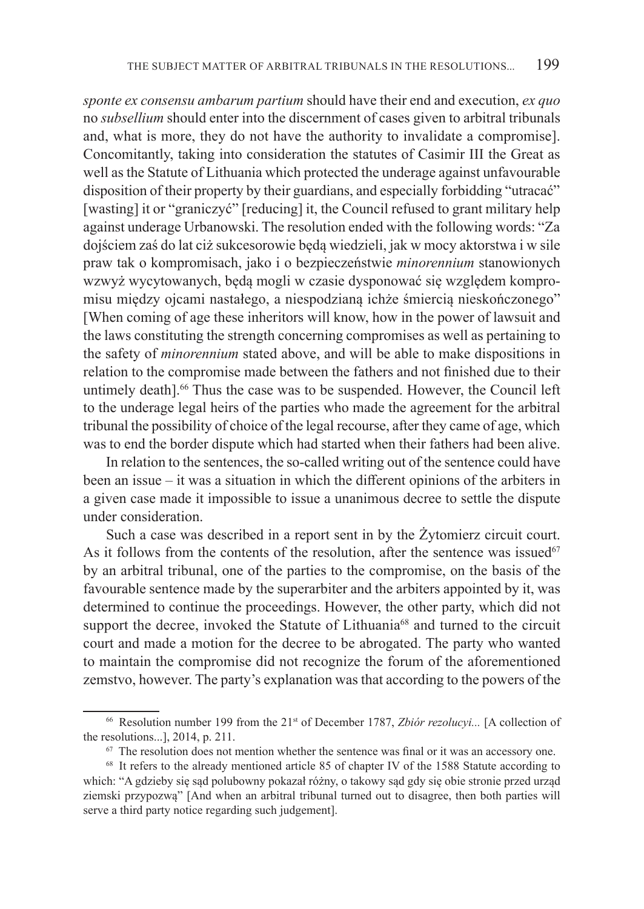*sponte ex consensu ambarum partium* should have their end and execution, *ex quo* no *subsellium* should enter into the discernment of cases given to arbitral tribunals and, what is more, they do not have the authority to invalidate a compromise]. Concomitantly, taking into consideration the statutes of Casimir III the Great as well as the Statute of Lithuania which protected the underage against unfavourable disposition of their property by their guardians, and especially forbidding "utracać" [wasting] it or "graniczyć" [reducing] it, the Council refused to grant military help against underage Urbanowski. The resolution ended with the following words: "Za dojściem zaś do lat ciż sukcesorowie będą wiedzieli, jak w mocy aktorstwa i w sile praw tak o kompromisach, jako i o bezpieczeństwie *minorennium* stanowionych wzwyż wycytowanych, będą mogli w czasie dysponować się względem kompromisu między ojcami nastałego, a niespodzianą ichże śmiercią nieskończonego" [When coming of age these inheritors will know, how in the power of lawsuit and the laws constituting the strength concerning compromises as well as pertaining to the safety of *minorennium* stated above, and will be able to make dispositions in relation to the compromise made between the fathers and not finished due to their untimely death].[66] Thus the case was to be suspended. However, the Council left to the underage legal heirs of the parties who made the agreement for the arbitral tribunal the possibility of choice of the legal recourse, after they came of age, which was to end the border dispute which had started when their fathers had been alive.

In relation to the sentences, the so-called writing out of the sentence could have been an issue – it was a situation in which the different opinions of the arbiters in a given case made it impossible to issue a unanimous decree to settle the dispute under consideration.

Such a case was described in a report sent in by the Żytomierz circuit court. As it follows from the contents of the resolution, after the sentence was issued[67] by an arbitral tribunal, one of the parties to the compromise, on the basis of the favourable sentence made by the superarbiter and the arbiters appointed by it, was determined to continue the proceedings. However, the other party, which did not support the decree, invoked the Statute of Lithuania[68] and turned to the circuit court and made a motion for the decree to be abrogated. The party who wanted to maintain the compromise did not recognize the forum of the aforementioned zemstvo, however. The party's explanation was that according to the powers of the

---

[66] Resolution number 199 from the 21st of December 1787, *Zbiór rezolucyi...* [A collection of the resolutions...], 2014, p. 211.

[67] The resolution does not mention whether the sentence was final or it was an accessory one.

[68] It refers to the already mentioned article 85 of chapter IV of the 1588 Statute according to which: "A gdzieby się sąd polubowny pokazał różny, o takowy sąd gdy się obie stronie przed urząd ziemski przypozwą" [And when an arbitral tribunal turned out to disagree, then both parties will serve a third party notice regarding such judgement].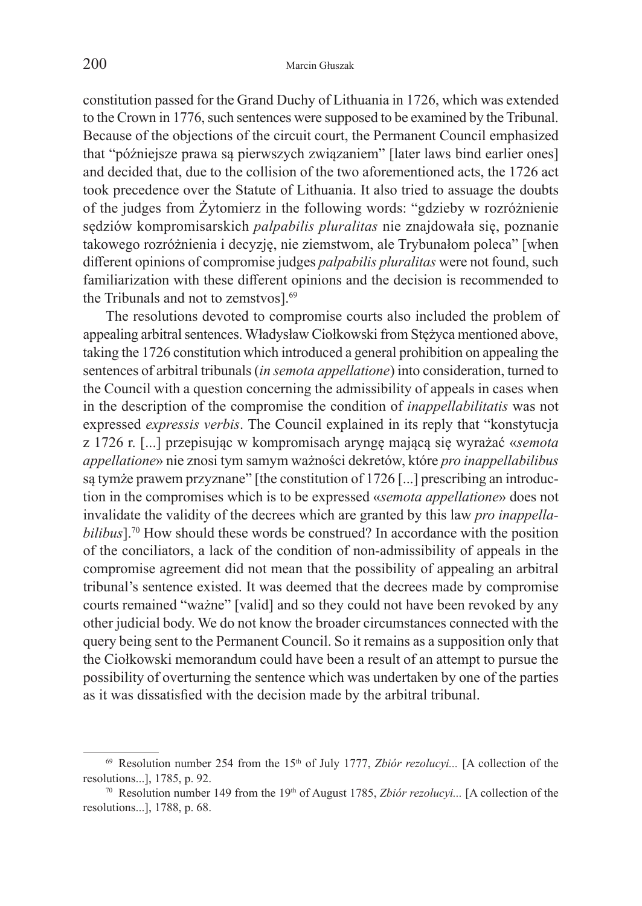constitution passed for the Grand Duchy of Lithuania in 1726, which was extended to the Crown in 1776, such sentences were supposed to be examined by the Tribunal. Because of the objections of the circuit court, the Permanent Council emphasized that "późniejsze prawa są pierwszych związaniem" [later laws bind earlier ones] and decided that, due to the collision of the two aforementioned acts, the 1726 act took precedence over the Statute of Lithuania. It also tried to assuage the doubts of the judges from Żytomierz in the following words: "gdzieby w rozróżnienie sędziów kompromisarskich *palpabilis pluralitas* nie znajdowała się, poznanie takowego rozróżnienia i decyzję, nie ziemstwom, ale Trybunałom poleca" [when different opinions of compromise judges *palpabilis pluralitas* were not found, such familiarization with these different opinions and the decision is recommended to the Tribunals and not to zemstvos].[69]

The resolutions devoted to compromise courts also included the problem of appealing arbitral sentences. Władysław Ciołkowski from Stężyca mentioned above, taking the 1726 constitution which introduced a general prohibition on appealing the sentences of arbitral tribunals (*in semota appellatione*) into consideration, turned to the Council with a question concerning the admissibility of appeals in cases when in the description of the compromise the condition of *inappellabilitatis* was not expressed *expressis verbis*. The Council explained in its reply that "konstytucja z 1726 r. [...] przepisując w kompromisach aryngę mającą się wyrażać «*semota appellatione*» nie znosi tym samym ważności dekretów, które *pro inappellabilibus* są tymże prawem przyznane" [the constitution of 1726 [...] prescribing an introduction in the compromises which is to be expressed «*semota appellatione*» does not invalidate the validity of the decrees which are granted by this law *pro inappellabilibus*].[70] How should these words be construed? In accordance with the position of the conciliators, a lack of the condition of non-admissibility of appeals in the compromise agreement did not mean that the possibility of appealing an arbitral tribunal's sentence existed. It was deemed that the decrees made by compromise courts remained "ważne" [valid] and so they could not have been revoked by any other judicial body. We do not know the broader circumstances connected with the query being sent to the Permanent Council. So it remains as a supposition only that the Ciołkowski memorandum could have been a result of an attempt to pursue the possibility of overturning the sentence which was undertaken by one of the parties as it was dissatisfied with the decision made by the arbitral tribunal.

---

[69] Resolution number 254 from the 15th of July 1777, *Zbiór rezolucyi...* [A collection of the resolutions...], 1785, p. 92.

[70] Resolution number 149 from the 19th of August 1785, *Zbiór rezolucyi...* [A collection of the resolutions...], 1788, p. 68.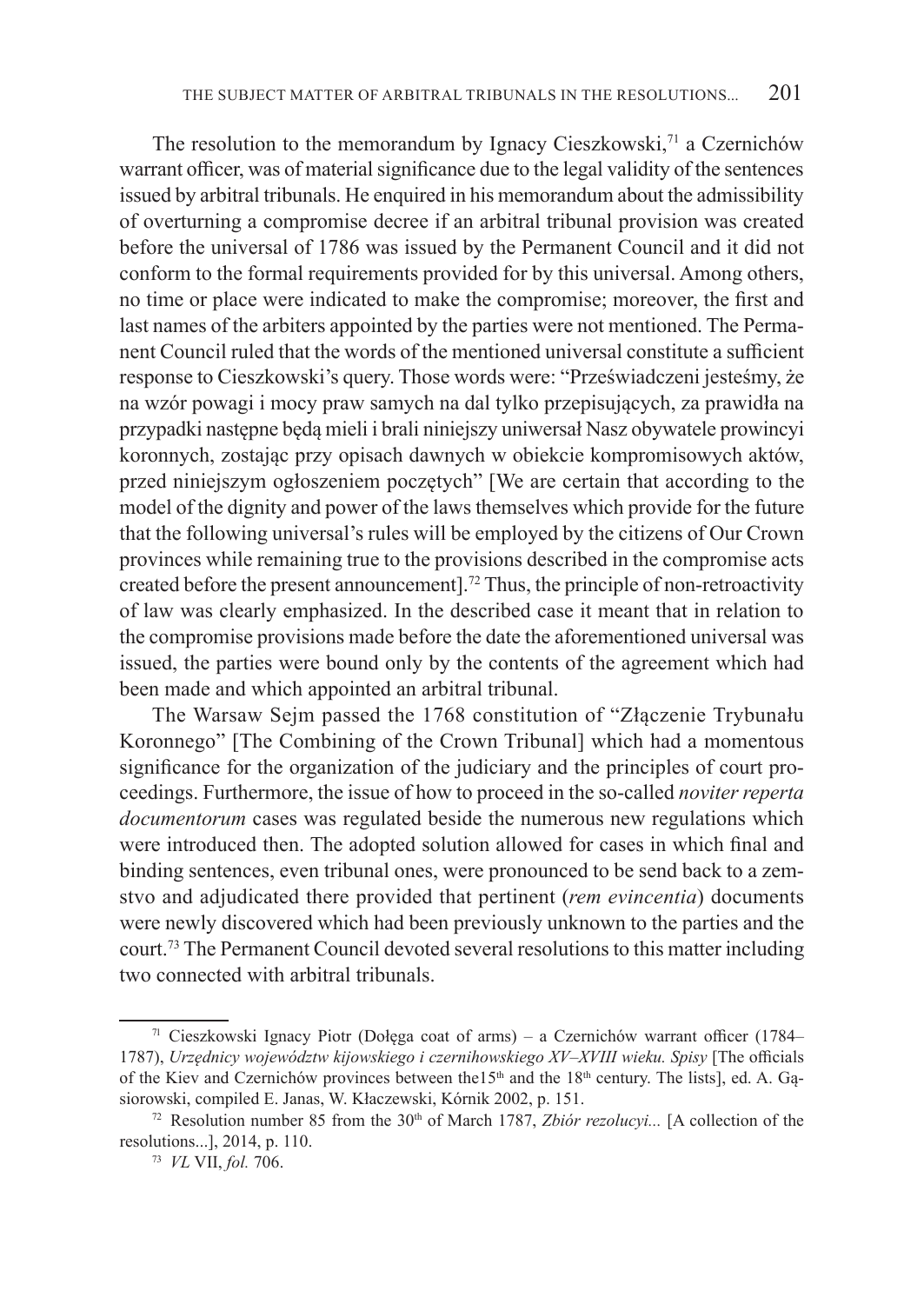The resolution to the memorandum by Ignacy Cieszkowski,[71] a Czernichów warrant officer, was of material significance due to the legal validity of the sentences issued by arbitral tribunals. He enquired in his memorandum about the admissibility of overturning a compromise decree if an arbitral tribunal provision was created before the universal of 1786 was issued by the Permanent Council and it did not conform to the formal requirements provided for by this universal. Among others, no time or place were indicated to make the compromise; moreover, the first and last names of the arbiters appointed by the parties were not mentioned. The Permanent Council ruled that the words of the mentioned universal constitute a sufficient response to Cieszkowski's query. Those words were: "Przeświadczeni jesteśmy, że na wzór powagi i mocy praw samych na dal tylko przepisujących, za prawidła na przypadki następne będą mieli i brali niniejszy uniwersał Nasz obywatele prowincyi koronnych, zostając przy opisach dawnych w obiekcie kompromisowych aktów, przed niniejszym ogłoszeniem poczętych" [We are certain that according to the model of the dignity and power of the laws themselves which provide for the future that the following universal's rules will be employed by the citizens of Our Crown provinces while remaining true to the provisions described in the compromise acts created before the present announcement].[72] Thus, the principle of non-retroactivity of law was clearly emphasized. In the described case it meant that in relation to the compromise provisions made before the date the aforementioned universal was issued, the parties were bound only by the contents of the agreement which had been made and which appointed an arbitral tribunal.

The Warsaw Sejm passed the 1768 constitution of "Złączenie Trybunału Koronnego" [The Combining of the Crown Tribunal] which had a momentous significance for the organization of the judiciary and the principles of court proceedings. Furthermore, the issue of how to proceed in the so-called *noviter reperta documentorum* cases was regulated beside the numerous new regulations which were introduced then. The adopted solution allowed for cases in which final and binding sentences, even tribunal ones, were pronounced to be send back to a zemstvo and adjudicated there provided that pertinent (*rem evincentia*) documents were newly discovered which had been previously unknown to the parties and the court.[73] The Permanent Council devoted several resolutions to this matter including two connected with arbitral tribunals.

---

[71] Cieszkowski Ignacy Piotr (Dołęga coat of arms) – a Czernichów warrant officer (1784–1787), *Urzędnicy województw kijowskiego i czernihowskiego XV–XVIII wieku. Spisy* [The officials of the Kiev and Czernichów provinces between the15th and the 18th century. The lists], ed. A. Gąsiorowski, compiled E. Janas, W. Kłaczewski, Kórnik 2002, p. 151.

[72] Resolution number 85 from the 30th of March 1787, *Zbiór rezolucyi...* [A collection of the resolutions...], 2014, p. 110.

[73] *VL* VII, *fol.* 706.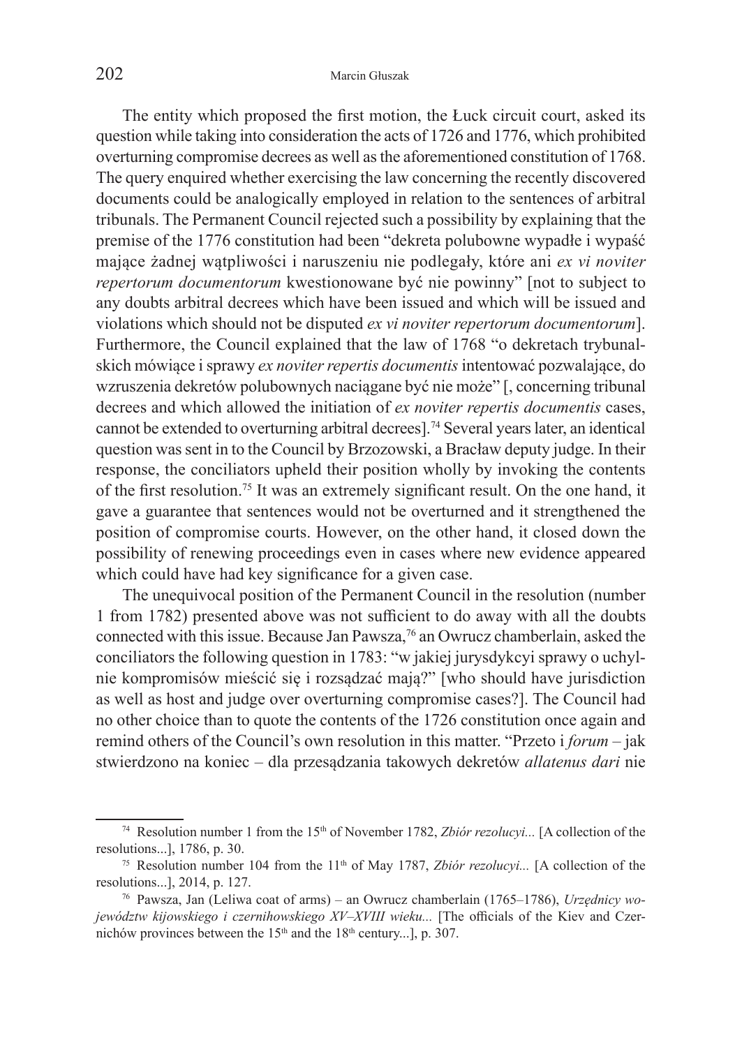The entity which proposed the first motion, the Łuck circuit court, asked its question while taking into consideration the acts of 1726 and 1776, which prohibited overturning compromise decrees as well as the aforementioned constitution of 1768. The query enquired whether exercising the law concerning the recently discovered documents could be analogically employed in relation to the sentences of arbitral tribunals. The Permanent Council rejected such a possibility by explaining that the premise of the 1776 constitution had been "dekreta polubowne wypadłe i wypaść mające żadnej wątpliwości i naruszeniu nie podlegały, które ani *ex vi noviter repertorum documentorum* kwestionowane być nie powinny" [not to subject to any doubts arbitral decrees which have been issued and which will be issued and violations which should not be disputed *ex vi noviter repertorum documentorum*]. Furthermore, the Council explained that the law of 1768 "o dekretach trybunalskich mówiące i sprawy *ex noviter repertis documentis* intentować pozwalające, do wzruszenia dekretów polubownych naciągane być nie może" [, concerning tribunal decrees and which allowed the initiation of *ex noviter repertis documentis* cases, cannot be extended to overturning arbitral decrees].[74] Several years later, an identical question was sent in to the Council by Brzozowski, a Bracław deputy judge. In their response, the conciliators upheld their position wholly by invoking the contents of the first resolution.[75] It was an extremely significant result. On the one hand, it gave a guarantee that sentences would not be overturned and it strengthened the position of compromise courts. However, on the other hand, it closed down the possibility of renewing proceedings even in cases where new evidence appeared which could have had key significance for a given case.

The unequivocal position of the Permanent Council in the resolution (number 1 from 1782) presented above was not sufficient to do away with all the doubts connected with this issue. Because Jan Pawsza,[76] an Owrucz chamberlain, asked the conciliators the following question in 1783: "w jakiej jurysdykcyi sprawy o uchylnie kompromisów mieścić się i rozsądzać mają?" [who should have jurisdiction as well as host and judge over overturning compromise cases?]. The Council had no other choice than to quote the contents of the 1726 constitution once again and remind others of the Council's own resolution in this matter. "Przeto i *forum* – jak stwierdzono na koniec – dla przesądzania takowych dekretów *allatenus dari* nie

---

[74] Resolution number 1 from the 15th of November 1782, *Zbiór rezolucyi...* [A collection of the resolutions...], 1786, p. 30.

[75] Resolution number 104 from the 11th of May 1787, *Zbiór rezolucyi...* [A collection of the resolutions...], 2014, p. 127.

[76] Pawsza, Jan (Leliwa coat of arms) – an Owrucz chamberlain (1765–1786), *Urzędnicy województw kijowskiego i czernihowskiego XV–XVIII wieku...* [The officials of the Kiev and Czernichów provinces between the 15th and the 18th century...], p. 307.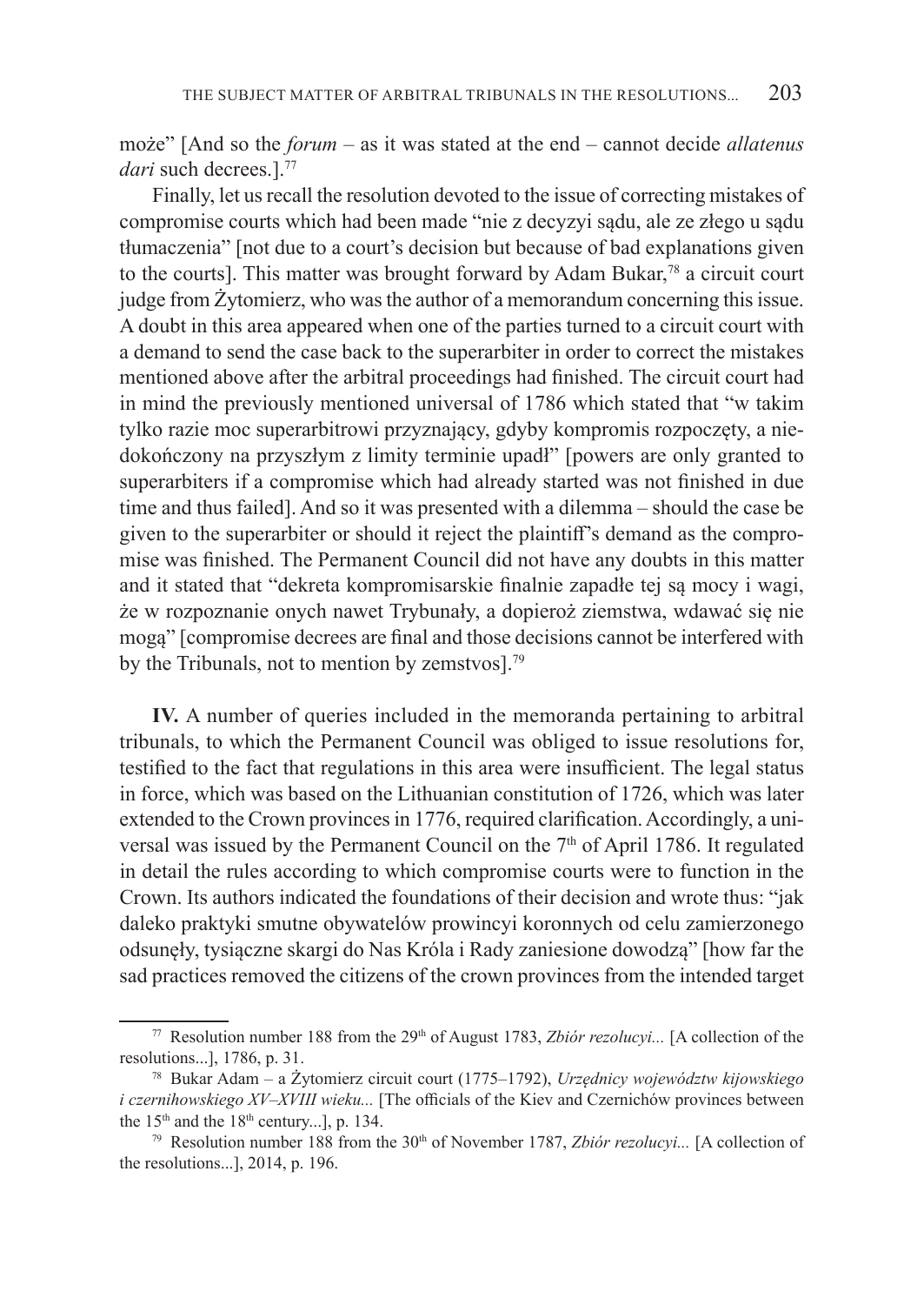może" [And so the *forum* – as it was stated at the end – cannot decide *allatenus dari* such decrees.].[77]

Finally, let us recall the resolution devoted to the issue of correcting mistakes of compromise courts which had been made "nie z decyzyi sądu, ale ze złego u sądu tłumaczenia" [not due to a court's decision but because of bad explanations given to the courts]. This matter was brought forward by Adam Bukar,[78] a circuit court judge from Żytomierz, who was the author of a memorandum concerning this issue. A doubt in this area appeared when one of the parties turned to a circuit court with a demand to send the case back to the superarbiter in order to correct the mistakes mentioned above after the arbitral proceedings had finished. The circuit court had in mind the previously mentioned universal of 1786 which stated that "w takim tylko razie moc superarbitrowi przyznający, gdyby kompromis rozpoczęty, a niedokończony na przyszłym z limity terminie upadł" [powers are only granted to superarbiters if a compromise which had already started was not finished in due time and thus failed]. And so it was presented with a dilemma – should the case be given to the superarbiter or should it reject the plaintiff's demand as the compromise was finished. The Permanent Council did not have any doubts in this matter and it stated that "dekreta kompromisarskie finalnie zapadłe tej są mocy i wagi, że w rozpoznanie onych nawet Trybunały, a dopieroż ziemstwa, wdawać się nie mogą" [compromise decrees are final and those decisions cannot be interfered with by the Tribunals, not to mention by zemstvos].[79]

**IV.** A number of queries included in the memoranda pertaining to arbitral tribunals, to which the Permanent Council was obliged to issue resolutions for, testified to the fact that regulations in this area were insufficient. The legal status in force, which was based on the Lithuanian constitution of 1726, which was later extended to the Crown provinces in 1776, required clarification. Accordingly, a universal was issued by the Permanent Council on the 7th of April 1786. It regulated in detail the rules according to which compromise courts were to function in the Crown. Its authors indicated the foundations of their decision and wrote thus: "jak daleko praktyki smutne obywatelów prowincyi koronnych od celu zamierzonego odsunęły, tysiączne skargi do Nas Króla i Rady zaniesione dowodzą" [how far the sad practices removed the citizens of the crown provinces from the intended target

---

[77] Resolution number 188 from the 29th of August 1783, *Zbiór rezolucyi...* [A collection of the resolutions...], 1786, p. 31.

[78] Bukar Adam – a Żytomierz circuit court (1775–1792), *Urzędnicy województw kijowskiego i czernihowskiego XV–XVIII wieku...* [The officials of the Kiev and Czernichów provinces between the 15th and the 18th century...], p. 134.

[79] Resolution number 188 from the 30th of November 1787, *Zbiór rezolucyi...* [A collection of the resolutions...], 2014, p. 196.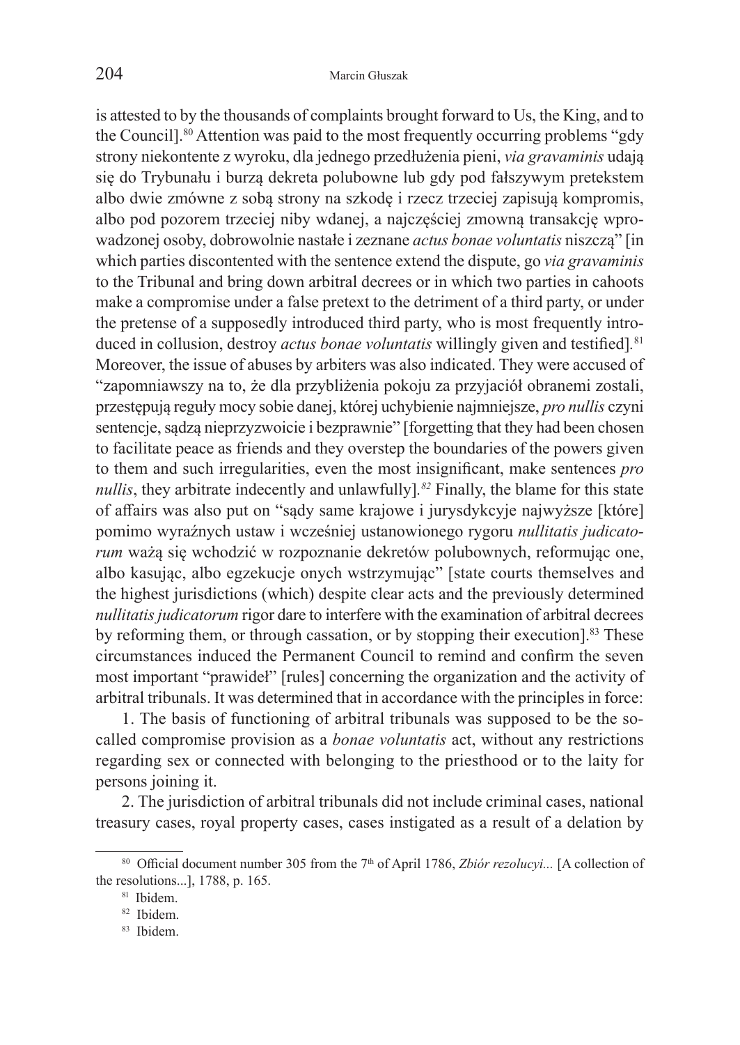is attested to by the thousands of complaints brought forward to Us, the King, and to the Council].[80] Attention was paid to the most frequently occurring problems "gdy strony niekontente z wyroku, dla jednego przedłużenia pieni, *via gravaminis* udają się do Trybunału i burzą dekreta polubowne lub gdy pod fałszywym pretekstem albo dwie zmówne z sobą strony na szkodę i rzecz trzeciej zapisują kompromis, albo pod pozorem trzeciej niby wdanej, a najczęściej zmowną transakcję wprowadzonej osoby, dobrowolnie nastałe i zeznane *actus bonae voluntatis* niszczą" [in which parties discontented with the sentence extend the dispute, go *via gravaminis* to the Tribunal and bring down arbitral decrees or in which two parties in cahoots make a compromise under a false pretext to the detriment of a third party, or under the pretense of a supposedly introduced third party, who is most frequently introduced in collusion, destroy *actus bonae voluntatis* willingly given and testified].[81] Moreover, the issue of abuses by arbiters was also indicated. They were accused of "zapomniawszy na to, że dla przybliżenia pokoju za przyjaciół obranemi zostali, przestępują reguły mocy sobie danej, której uchybienie najmniejsze, *pro nullis* czyni sentencje, sądzą nieprzyzwoicie i bezprawnie" [forgetting that they had been chosen to facilitate peace as friends and they overstep the boundaries of the powers given to them and such irregularities, even the most insignificant, make sentences *pro nullis*, they arbitrate indecently and unlawfully].[82] Finally, the blame for this state of affairs was also put on "sądy same krajowe i jurysdykcyje najwyższe [które] pomimo wyraźnych ustaw i wcześniej ustanowionego rygoru *nullitatis judicatorum* ważą się wchodzić w rozpoznanie dekretów polubownych, reformując one, albo kasując, albo egzekucje onych wstrzymując" [state courts themselves and the highest jurisdictions (which) despite clear acts and the previously determined *nullitatis judicatorum* rigor dare to interfere with the examination of arbitral decrees by reforming them, or through cassation, or by stopping their execution].[83] These circumstances induced the Permanent Council to remind and confirm the seven most important "prawideł" [rules] concerning the organization and the activity of arbitral tribunals. It was determined that in accordance with the principles in force:

1. The basis of functioning of arbitral tribunals was supposed to be the so-called compromise provision as a *bonae voluntatis* act, without any restrictions regarding sex or connected with belonging to the priesthood or to the laity for persons joining it.

2. The jurisdiction of arbitral tribunals did not include criminal cases, national treasury cases, royal property cases, cases instigated as a result of a delation by

---

[80] Official document number 305 from the 7th of April 1786, *Zbiór rezolucyi...* [A collection of the resolutions...], 1788, p. 165.

[81] Ibidem.

[82] Ibidem.

[83] Ibidem.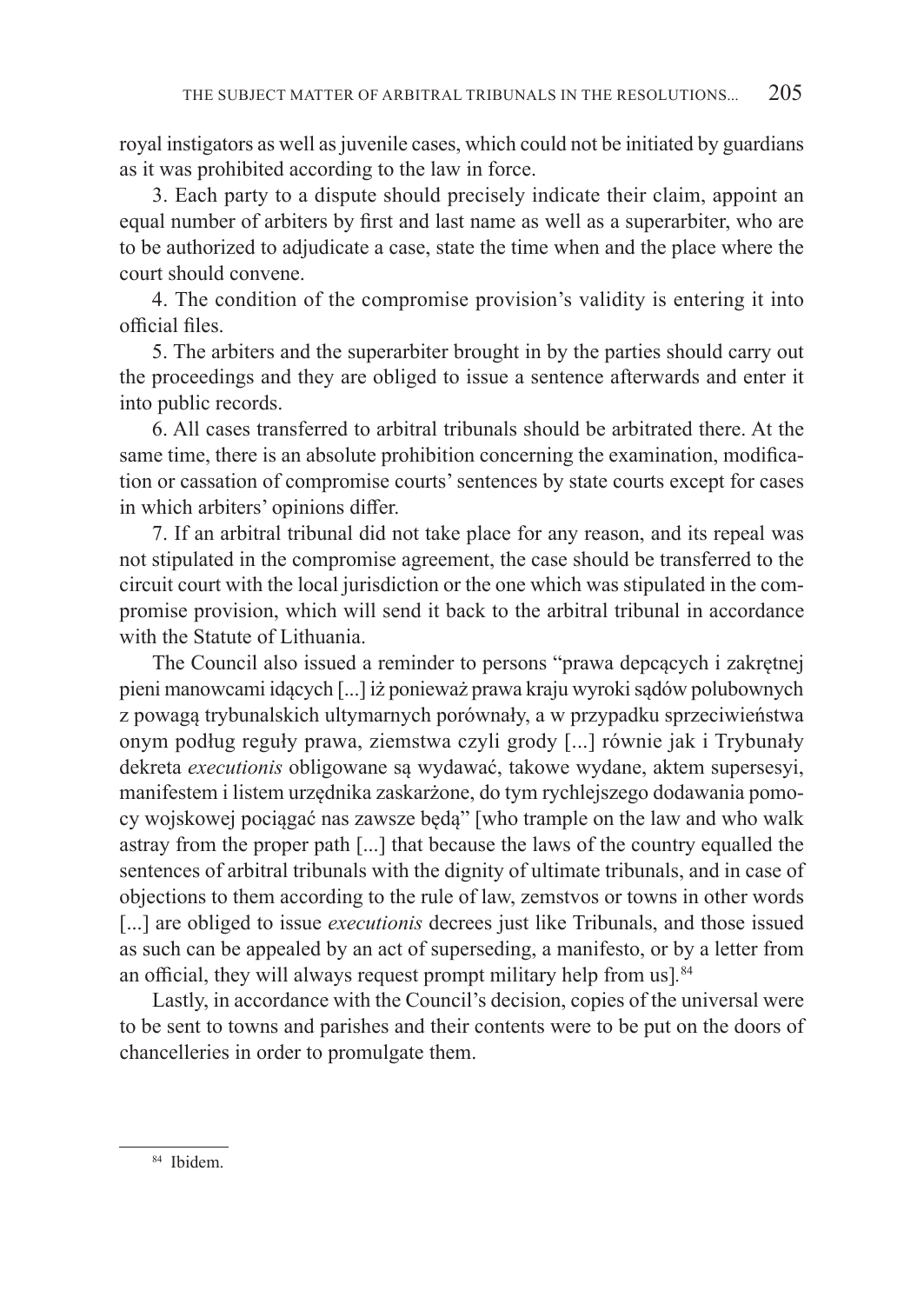royal instigators as well as juvenile cases, which could not be initiated by guardians as it was prohibited according to the law in force.

3. Each party to a dispute should precisely indicate their claim, appoint an equal number of arbiters by first and last name as well as a superarbiter, who are to be authorized to adjudicate a case, state the time when and the place where the court should convene.

4. The condition of the compromise provision's validity is entering it into official files.

5. The arbiters and the superarbiter brought in by the parties should carry out the proceedings and they are obliged to issue a sentence afterwards and enter it into public records.

6. All cases transferred to arbitral tribunals should be arbitrated there. At the same time, there is an absolute prohibition concerning the examination, modification or cassation of compromise courts' sentences by state courts except for cases in which arbiters' opinions differ.

7. If an arbitral tribunal did not take place for any reason, and its repeal was not stipulated in the compromise agreement, the case should be transferred to the circuit court with the local jurisdiction or the one which was stipulated in the compromise provision, which will send it back to the arbitral tribunal in accordance with the Statute of Lithuania.

The Council also issued a reminder to persons "prawa depcących i zakrętnej pieni manowcami idących [...] iż ponieważ prawa kraju wyroki sądów polubownych z powagą trybunalskich ultymarnych porównały, a w przypadku sprzeciwieństwa onym podług reguły prawa, ziemstwa czyli grody [...] równie jak i Trybunały dekreta *executionis* obligowane są wydawać, takowe wydane, aktem supersesyi, manifestem i listem urzędnika zaskarżone, do tym rychlejszego dodawania pomocy wojskowej pociągać nas zawsze będą" [who trample on the law and who walk astray from the proper path [...] that because the laws of the country equalled the sentences of arbitral tribunals with the dignity of ultimate tribunals, and in case of objections to them according to the rule of law, zemstvos or towns in other words [...] are obliged to issue *executionis* decrees just like Tribunals, and those issued as such can be appealed by an act of superseding, a manifesto, or by a letter from an official, they will always request prompt military help from us].[84]

Lastly, in accordance with the Council's decision, copies of the universal were to be sent to towns and parishes and their contents were to be put on the doors of chancelleries in order to promulgate them.

[84] Ibidem.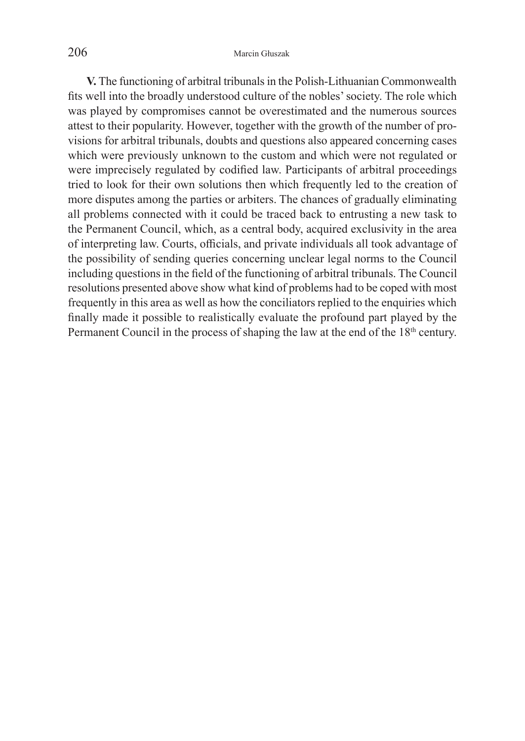**V.** The functioning of arbitral tribunals in the Polish-Lithuanian Commonwealth fits well into the broadly understood culture of the nobles' society. The role which was played by compromises cannot be overestimated and the numerous sources attest to their popularity. However, together with the growth of the number of provisions for arbitral tribunals, doubts and questions also appeared concerning cases which were previously unknown to the custom and which were not regulated or were imprecisely regulated by codified law. Participants of arbitral proceedings tried to look for their own solutions then which frequently led to the creation of more disputes among the parties or arbiters. The chances of gradually eliminating all problems connected with it could be traced back to entrusting a new task to the Permanent Council, which, as a central body, acquired exclusivity in the area of interpreting law. Courts, officials, and private individuals all took advantage of the possibility of sending queries concerning unclear legal norms to the Council including questions in the field of the functioning of arbitral tribunals. The Council resolutions presented above show what kind of problems had to be coped with most frequently in this area as well as how the conciliators replied to the enquiries which finally made it possible to realistically evaluate the profound part played by the Permanent Council in the process of shaping the law at the end of the 18th century.